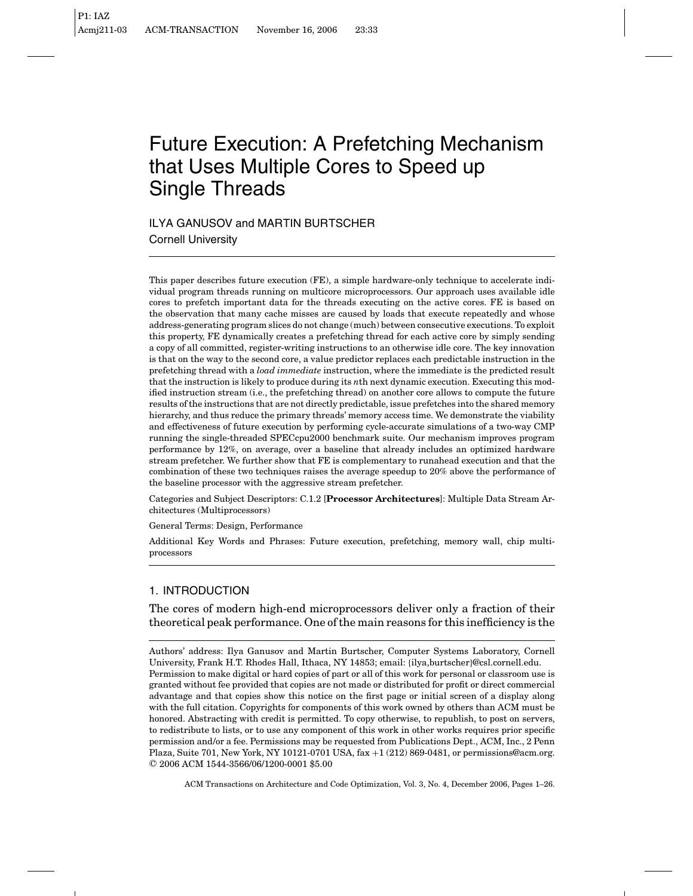# Future Execution: A Prefetching Mechanism that Uses Multiple Cores to Speed up Single Threads

ILYA GANUSOV and MARTIN BURTSCHER
Cornell University

This paper describes future execution (FE), a simple hardware-only technique to accelerate individual program threads running on multicore microprocessors. Our approach uses available idle cores to prefetch important data for the threads executing on the active cores. FE is based on the observation that many cache misses are caused by loads that execute repeatedly and whose address-generating program slices do not change (much) between consecutive executions. To exploit this property, FE dynamically creates a prefetching thread for each active core by simply sending a copy of all committed, register-writing instructions to an otherwise idle core. The key innovation is that on the way to the second core, a value predictor replaces each predictable instruction in the prefetching thread with a *load immediate* instruction, where the immediate is the predicted result that the instruction is likely to produce during its *n*th next dynamic execution. Executing this modified instruction stream (i.e., the prefetching thread) on another core allows to compute the future results of the instructions that are not directly predictable, issue prefetches into the shared memory hierarchy, and thus reduce the primary threads' memory access time. We demonstrate the viability and effectiveness of future execution by performing cycle-accurate simulations of a two-way CMP running the single-threaded SPECcpu2000 benchmark suite. Our mechanism improves program performance by 12%, on average, over a baseline that already includes an optimized hardware stream prefetcher. We further show that FE is complementary to runahead execution and that the combination of these two techniques raises the average speedup to 20% above the performance of the baseline processor with the aggressive stream prefetcher.

Categories and Subject Descriptors: C.1.2 [**Processor Architectures**]: Multiple Data Stream Architectures (Multiprocessors)

General Terms: Design, Performance

Additional Key Words and Phrases: Future execution, prefetching, memory wall, chip multiprocessors

## 1. INTRODUCTION

The cores of modern high-end microprocessors deliver only a fraction of their theoretical peak performance. One of the main reasons for this inefficiency is the

Authors' address: Ilya Ganusov and Martin Burtscher, Computer Systems Laboratory, Cornell University, Frank H.T. Rhodes Hall, Ithaca, NY 14853; email: {ilya,burtscher}@csl.cornell.edu.

Permission to make digital or hard copies of part or all of this work for personal or classroom use is granted without fee provided that copies are not made or distributed for profit or direct commercial advantage and that copies show this notice on the first page or initial screen of a display along with the full citation. Copyrights for components of this work owned by others than ACM must be honored. Abstracting with credit is permitted. To copy otherwise, to republish, to post on servers, to redistribute to lists, or to use any component of this work in other works requires prior specific permission and/or a fee. Permissions may be requested from Publications Dept., ACM, Inc., 2 Penn Plaza, Suite 701, New York, NY 10121-0701 USA, fax +1 (212) 869-0481, or permissions@acm.org.
© 2006 ACM 1544-3566/06/1200-0001 $5.00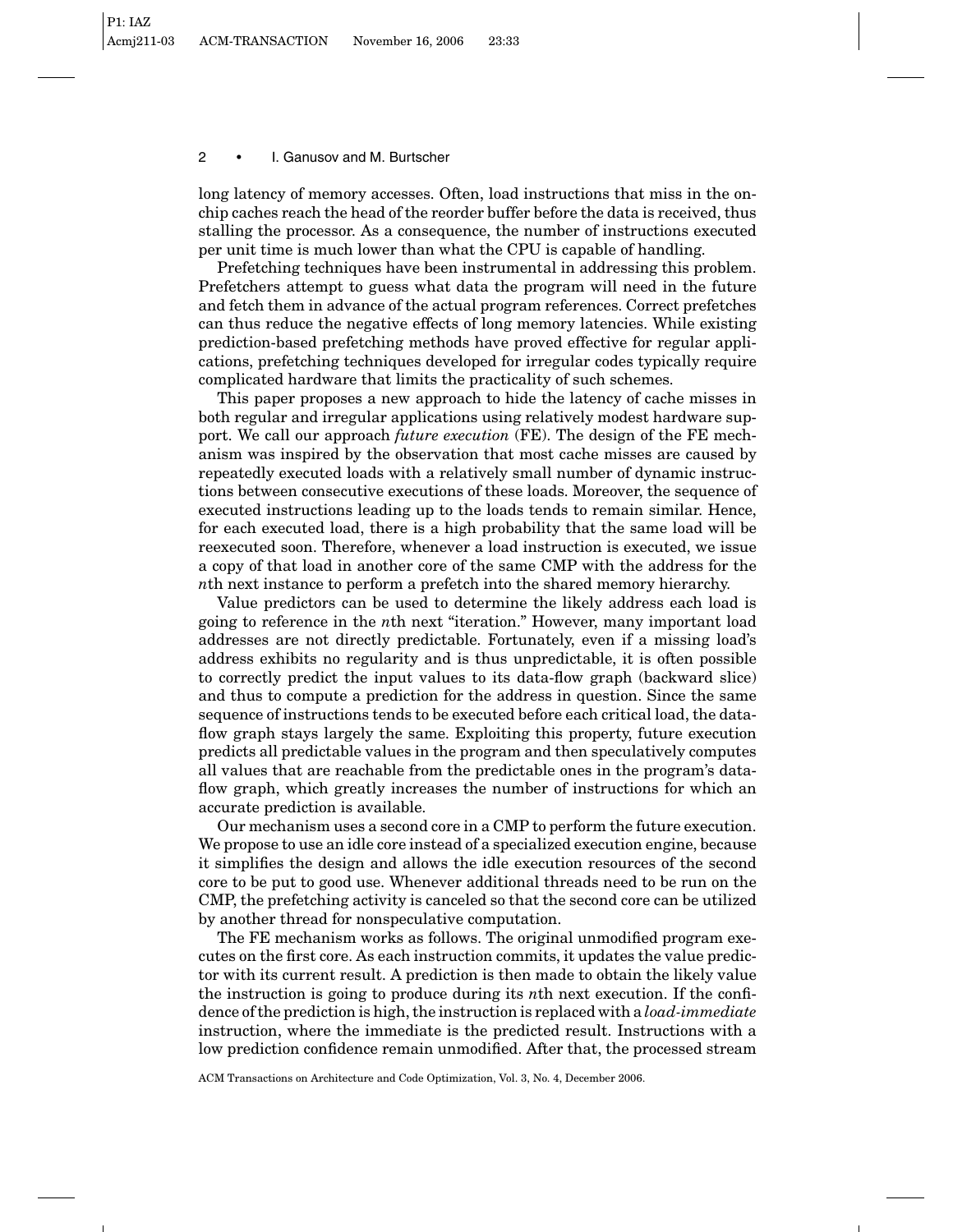long latency of memory accesses. Often, load instructions that miss in the on-chip caches reach the head of the reorder buffer before the data is received, thus stalling the processor. As a consequence, the number of instructions executed per unit time is much lower than what the CPU is capable of handling.

Prefetching techniques have been instrumental in addressing this problem. Prefetchers attempt to guess what data the program will need in the future and fetch them in advance of the actual program references. Correct prefetches can thus reduce the negative effects of long memory latencies. While existing prediction-based prefetching methods have proved effective for regular applications, prefetching techniques developed for irregular codes typically require complicated hardware that limits the practicality of such schemes.

This paper proposes a new approach to hide the latency of cache misses in both regular and irregular applications using relatively modest hardware support. We call our approach *future execution* (FE). The design of the FE mechanism was inspired by the observation that most cache misses are caused by repeatedly executed loads with a relatively small number of dynamic instructions between consecutive executions of these loads. Moreover, the sequence of executed instructions leading up to the loads tends to remain similar. Hence, for each executed load, there is a high probability that the same load will be reexecuted soon. Therefore, whenever a load instruction is executed, we issue a copy of that load in another core of the same CMP with the address for the *n*th next instance to perform a prefetch into the shared memory hierarchy.

Value predictors can be used to determine the likely address each load is going to reference in the *n*th next "iteration." However, many important load addresses are not directly predictable. Fortunately, even if a missing load's address exhibits no regularity and is thus unpredictable, it is often possible to correctly predict the input values to its data-flow graph (backward slice) and thus to compute a prediction for the address in question. Since the same sequence of instructions tends to be executed before each critical load, the data-flow graph stays largely the same. Exploiting this property, future execution predicts all predictable values in the program and then speculatively computes all values that are reachable from the predictable ones in the program's data-flow graph, which greatly increases the number of instructions for which an accurate prediction is available.

Our mechanism uses a second core in a CMP to perform the future execution. We propose to use an idle core instead of a specialized execution engine, because it simplifies the design and allows the idle execution resources of the second core to be put to good use. Whenever additional threads need to be run on the CMP, the prefetching activity is canceled so that the second core can be utilized by another thread for nonspeculative computation.

The FE mechanism works as follows. The original unmodified program executes on the first core. As each instruction commits, it updates the value predictor with its current result. A prediction is then made to obtain the likely value the instruction is going to produce during its *n*th next execution. If the confidence of the prediction is high, the instruction is replaced with a *load-immediate* instruction, where the immediate is the predicted result. Instructions with a low prediction confidence remain unmodified. After that, the processed stream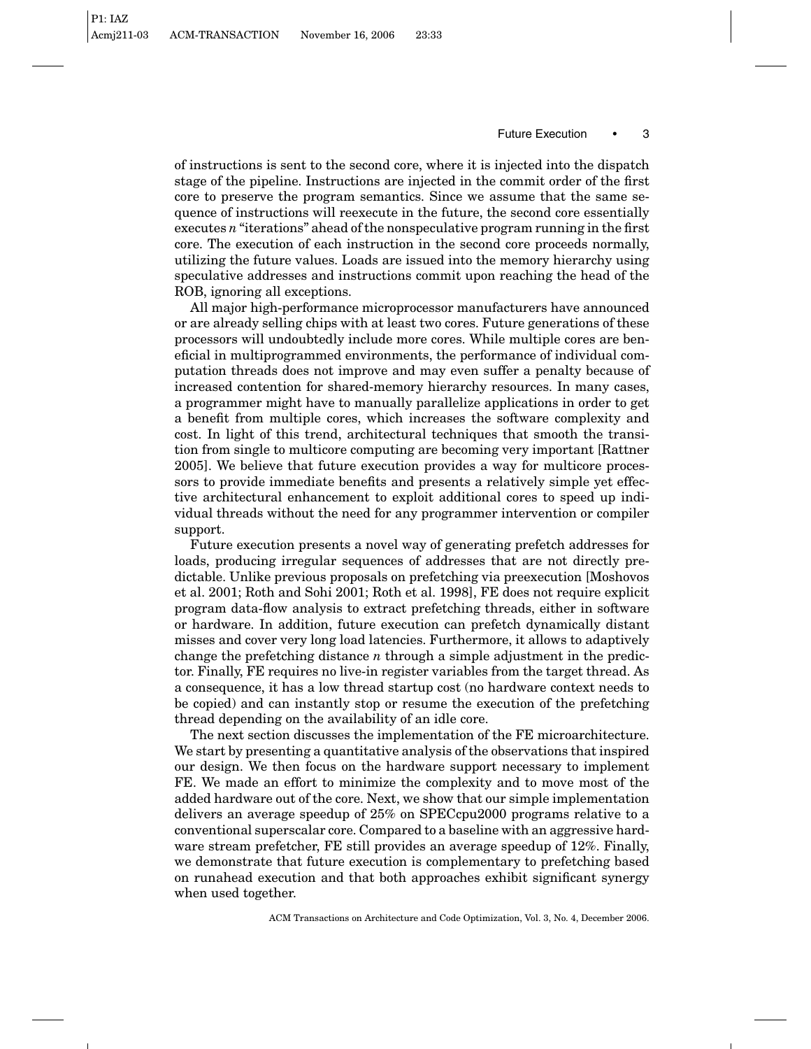of instructions is sent to the second core, where it is injected into the dispatch stage of the pipeline. Instructions are injected in the commit order of the first core to preserve the program semantics. Since we assume that the same sequence of instructions will reexecute in the future, the second core essentially executes $n$ "iterations" ahead of the nonspeculative program running in the first core. The execution of each instruction in the second core proceeds normally, utilizing the future values. Loads are issued into the memory hierarchy using speculative addresses and instructions commit upon reaching the head of the ROB, ignoring all exceptions.

All major high-performance microprocessor manufacturers have announced or are already selling chips with at least two cores. Future generations of these processors will undoubtedly include more cores. While multiple cores are beneficial in multiprogrammed environments, the performance of individual computation threads does not improve and may even suffer a penalty because of increased contention for shared-memory hierarchy resources. In many cases, a programmer might have to manually parallelize applications in order to get a benefit from multiple cores, which increases the software complexity and cost. In light of this trend, architectural techniques that smooth the transition from single to multicore computing are becoming very important [Rattner 2005]. We believe that future execution provides a way for multicore processors to provide immediate benefits and presents a relatively simple yet effective architectural enhancement to exploit additional cores to speed up individual threads without the need for any programmer intervention or compiler support.

Future execution presents a novel way of generating prefetch addresses for loads, producing irregular sequences of addresses that are not directly predictable. Unlike previous proposals on prefetching via preexecution [Moshovos et al. 2001; Roth and Sohi 2001; Roth et al. 1998], FE does not require explicit program data-flow analysis to extract prefetching threads, either in software or hardware. In addition, future execution can prefetch dynamically distant misses and cover very long load latencies. Furthermore, it allows to adaptively change the prefetching distance $n$ through a simple adjustment in the predictor. Finally, FE requires no live-in register variables from the target thread. As a consequence, it has a low thread startup cost (no hardware context needs to be copied) and can instantly stop or resume the execution of the prefetching thread depending on the availability of an idle core.

The next section discusses the implementation of the FE microarchitecture. We start by presenting a quantitative analysis of the observations that inspired our design. We then focus on the hardware support necessary to implement FE. We made an effort to minimize the complexity and to move most of the added hardware out of the core. Next, we show that our simple implementation delivers an average speedup of 25% on SPECcpu2000 programs relative to a conventional superscalar core. Compared to a baseline with an aggressive hardware stream prefetcher, FE still provides an average speedup of 12%. Finally, we demonstrate that future execution is complementary to prefetching based on runahead execution and that both approaches exhibit significant synergy when used together.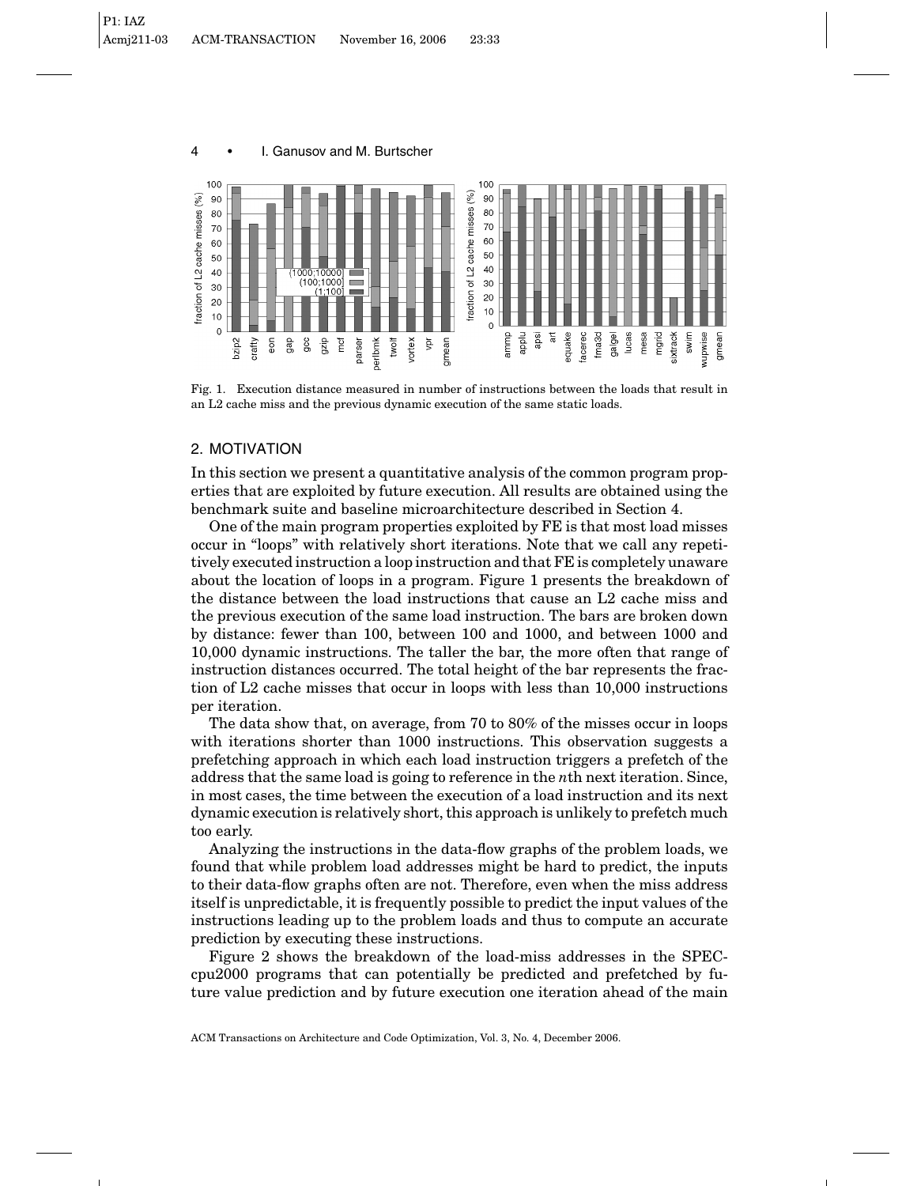fraction of L2 cache misses (%)

100
90
80
70
60
50
40
30
20
10
0

(1000;10000]
(100;1000]
(1;100]

bzip2 crafty eon gap gcc gzip mcf parser perlbmk twolf vortex vpr gmean

fraction of L2 cache misses (%)

100
90
80
70
60
50
40
30
20
10
0

ammp applu apsi art equake facerec fma3d galgel lucas mesa mgrid sixtrack swim wupwise gmean

Fig. 1. Execution distance measured in number of instructions between the loads that result in an L2 cache miss and the previous dynamic execution of the same static loads.

## 2. MOTIVATION

In this section we present a quantitative analysis of the common program properties that are exploited by future execution. All results are obtained using the benchmark suite and baseline microarchitecture described in Section 4.

One of the main program properties exploited by FE is that most load misses occur in "loops" with relatively short iterations. Note that we call any repetitively executed instruction a loop instruction and that FE is completely unaware about the location of loops in a program. Figure 1 presents the breakdown of the distance between the load instructions that cause an L2 cache miss and the previous execution of the same load instruction. The bars are broken down by distance: fewer than 100, between 100 and 1000, and between 1000 and 10,000 dynamic instructions. The taller the bar, the more often that range of instruction distances occurred. The total height of the bar represents the fraction of L2 cache misses that occur in loops with less than 10,000 instructions per iteration.

The data show that, on average, from 70 to 80% of the misses occur in loops with iterations shorter than 1000 instructions. This observation suggests a prefetching approach in which each load instruction triggers a prefetch of the address that the same load is going to reference in the *n*th next iteration. Since, in most cases, the time between the execution of a load instruction and its next dynamic execution is relatively short, this approach is unlikely to prefetch much too early.

Analyzing the instructions in the data-flow graphs of the problem loads, we found that while problem load addresses might be hard to predict, the inputs to their data-flow graphs often are not. Therefore, even when the miss address itself is unpredictable, it is frequently possible to predict the input values of the instructions leading up to the problem loads and thus to compute an accurate prediction by executing these instructions.

Figure 2 shows the breakdown of the load-miss addresses in the SPECcpu2000 programs that can potentially be predicted and prefetched by future value prediction and by future execution one iteration ahead of the main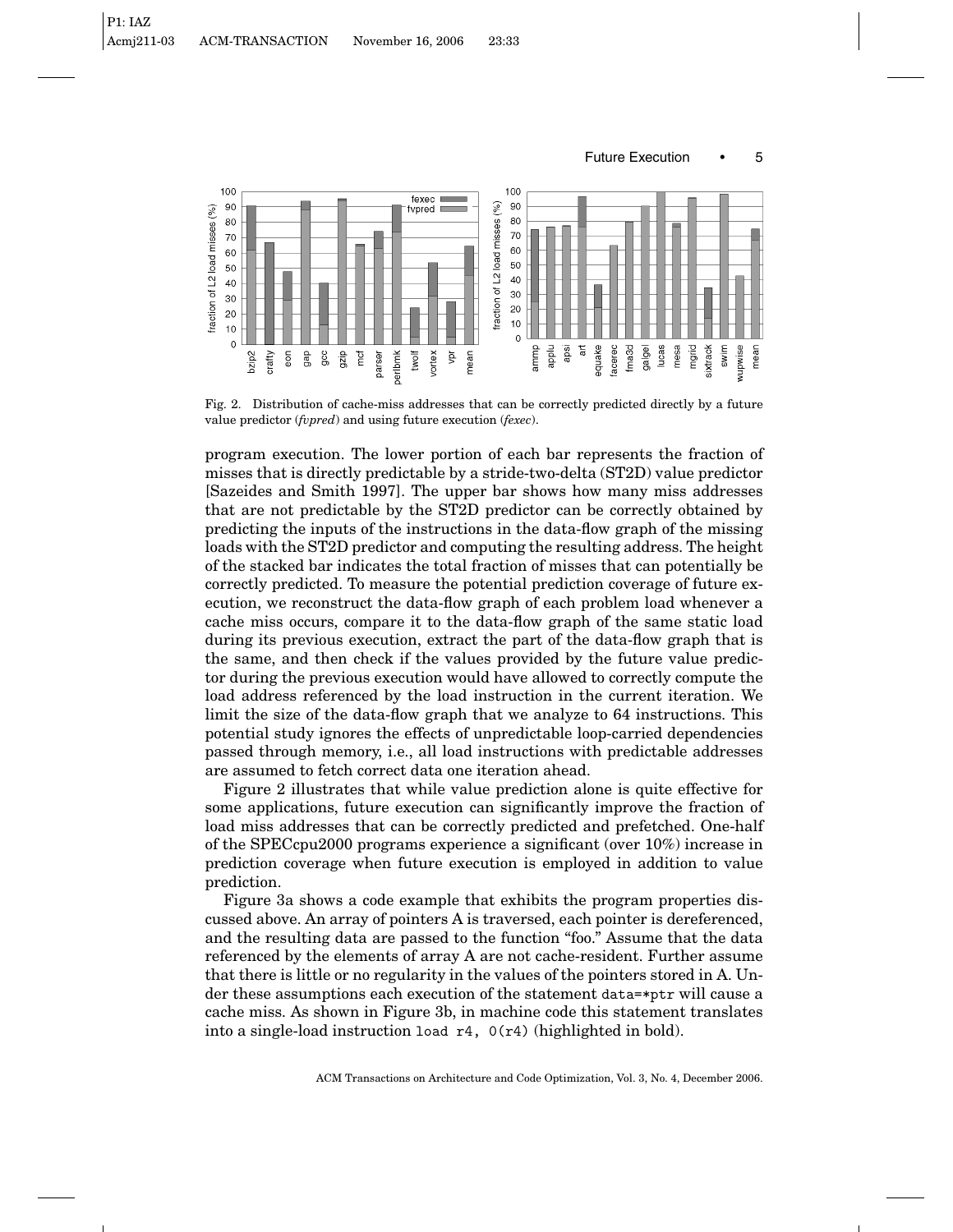100
90
80
70
60
50
40
30
20
10
0

fraction of L2 load misses (%)

fexec
fvpred

bzip2
crafty
eon
gap
gcc
gzip
mcf
parser
perlbmk
twolf
vortex
vpr
mean

100
90
80
70
60
50
40
30
20
10
0

fraction of L2 load misses (%)

ammp
applu
apsi
art
equake
facerec
fma3d
galgel
lucas
mesa
mgrid
sixtrack
swim
wupwise
mean

Fig. 2. Distribution of cache-miss addresses that can be correctly predicted directly by a future value predictor (*fvpred*) and using future execution (*fexec*).

program execution. The lower portion of each bar represents the fraction of misses that is directly predictable by a stride-two-delta (ST2D) value predictor [Sazeides and Smith 1997]. The upper bar shows how many miss addresses that are not predictable by the ST2D predictor can be correctly obtained by predicting the inputs of the instructions in the data-flow graph of the missing loads with the ST2D predictor and computing the resulting address. The height of the stacked bar indicates the total fraction of misses that can potentially be correctly predicted. To measure the potential prediction coverage of future execution, we reconstruct the data-flow graph of each problem load whenever a cache miss occurs, compare it to the data-flow graph of the same static load during its previous execution, extract the part of the data-flow graph that is the same, and then check if the values provided by the future value predictor during the previous execution would have allowed to correctly compute the load address referenced by the load instruction in the current iteration. We limit the size of the data-flow graph that we analyze to 64 instructions. This potential study ignores the effects of unpredictable loop-carried dependencies passed through memory, i.e., all load instructions with predictable addresses are assumed to fetch correct data one iteration ahead.

Figure 2 illustrates that while value prediction alone is quite effective for some applications, future execution can significantly improve the fraction of load miss addresses that can be correctly predicted and prefetched. One-half of the SPECcpu2000 programs experience a significant (over 10%) increase in prediction coverage when future execution is employed in addition to value prediction.

Figure 3a shows a code example that exhibits the program properties discussed above. An array of pointers A is traversed, each pointer is dereferenced, and the resulting data are passed to the function "foo." Assume that the data referenced by the elements of array A are not cache-resident. Further assume that there is little or no regularity in the values of the pointers stored in A. Under these assumptions each execution of the statement `data=*ptr` will cause a cache miss. As shown in Figure 3b, in machine code this statement translates into a single-load instruction `load r4, 0(r4)` (highlighted in bold).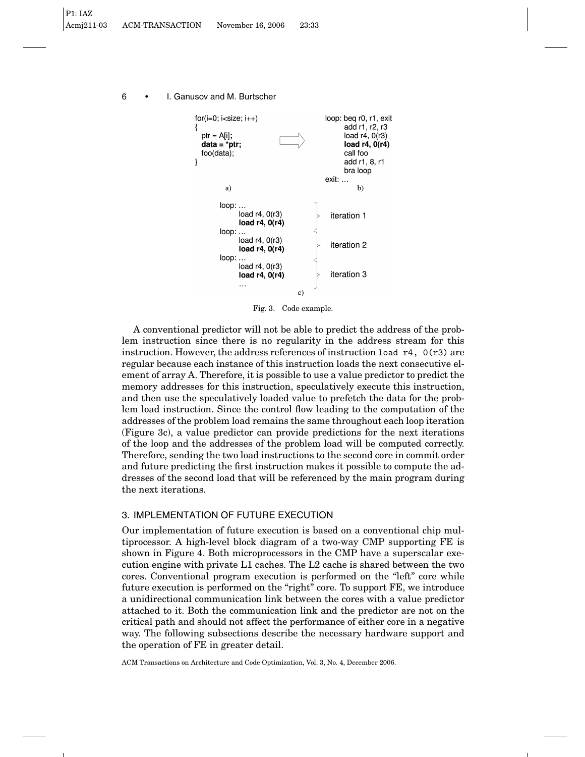```
for(i=0; i<size; i++)
{
  ptr = A[i];
  data = *ptr;
  foo(data);
}
```

a)

```
loop: beq r0, r1, exit
      add r1, r2, r3
      load r4, 0(r3)
      load r4, 0(r4)
      call foo
      add r1, 8, r1
      bra loop
exit: …
```

b)

```
loop: …
      load r4, 0(r3)
      load r4, 0(r4)      } iteration 1
loop: …
      load r4, 0(r3)
      load r4, 0(r4)      } iteration 2
loop: …
      load r4, 0(r3)
      load r4, 0(r4)      } iteration 3
      …
```

c)

Fig. 3. Code example.

A conventional predictor will not be able to predict the address of the problem instruction since there is no regularity in the address stream for this instruction. However, the address references of instruction `load r4, 0(r3)` are regular because each instance of this instruction loads the next consecutive element of array A. Therefore, it is possible to use a value predictor to predict the memory addresses for this instruction, speculatively execute this instruction, and then use the speculatively loaded value to prefetch the data for the problem load instruction. Since the control flow leading to the computation of the addresses of the problem load remains the same throughout each loop iteration (Figure 3c), a value predictor can provide predictions for the next iterations of the loop and the addresses of the problem load will be computed correctly. Therefore, sending the two load instructions to the second core in commit order and future predicting the first instruction makes it possible to compute the addresses of the second load that will be referenced by the main program during the next iterations.

## 3. IMPLEMENTATION OF FUTURE EXECUTION

Our implementation of future execution is based on a conventional chip multiprocessor. A high-level block diagram of a two-way CMP supporting FE is shown in Figure 4. Both microprocessors in the CMP have a superscalar execution engine with private L1 caches. The L2 cache is shared between the two cores. Conventional program execution is performed on the "left" core while future execution is performed on the "right" core. To support FE, we introduce a unidirectional communication link between the cores with a value predictor attached to it. Both the communication link and the predictor are not on the critical path and should not affect the performance of either core in a negative way. The following subsections describe the necessary hardware support and the operation of FE in greater detail.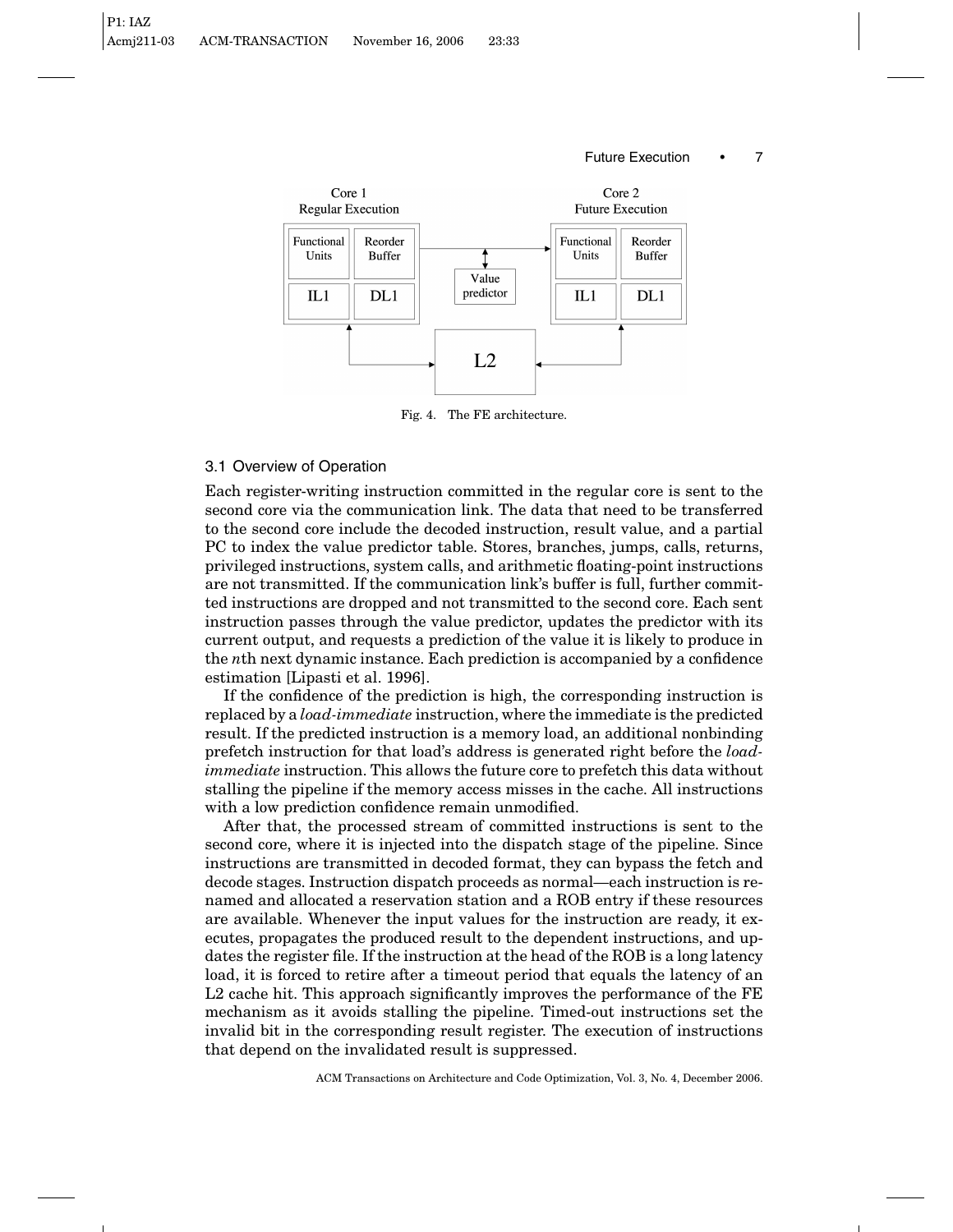Core 1
Regular Execution

Functional Units
Reorder Buffer
IL1
DL1

Value predictor

Core 2
Future Execution

Functional Units
Reorder Buffer
IL1
DL1

L2

Fig. 4. The FE architecture.

## 3.1 Overview of Operation

Each register-writing instruction committed in the regular core is sent to the second core via the communication link. The data that need to be transferred to the second core include the decoded instruction, result value, and a partial PC to index the value predictor table. Stores, branches, jumps, calls, returns, privileged instructions, system calls, and arithmetic floating-point instructions are not transmitted. If the communication link's buffer is full, further committed instructions are dropped and not transmitted to the second core. Each sent instruction passes through the value predictor, updates the predictor with its current output, and requests a prediction of the value it is likely to produce in the $n$th next dynamic instance. Each prediction is accompanied by a confidence estimation [Lipasti et al. 1996].

If the confidence of the prediction is high, the corresponding instruction is replaced by a *load-immediate* instruction, where the immediate is the predicted result. If the predicted instruction is a memory load, an additional nonbinding prefetch instruction for that load's address is generated right before the *load-immediate* instruction. This allows the future core to prefetch this data without stalling the pipeline if the memory access misses in the cache. All instructions with a low prediction confidence remain unmodified.

After that, the processed stream of committed instructions is sent to the second core, where it is injected into the dispatch stage of the pipeline. Since instructions are transmitted in decoded format, they can bypass the fetch and decode stages. Instruction dispatch proceeds as normal—each instruction is renamed and allocated a reservation station and a ROB entry if these resources are available. Whenever the input values for the instruction are ready, it executes, propagates the produced result to the dependent instructions, and updates the register file. If the instruction at the head of the ROB is a long latency load, it is forced to retire after a timeout period that equals the latency of an L2 cache hit. This approach significantly improves the performance of the FE mechanism as it avoids stalling the pipeline. Timed-out instructions set the invalid bit in the corresponding result register. The execution of instructions that depend on the invalidated result is suppressed.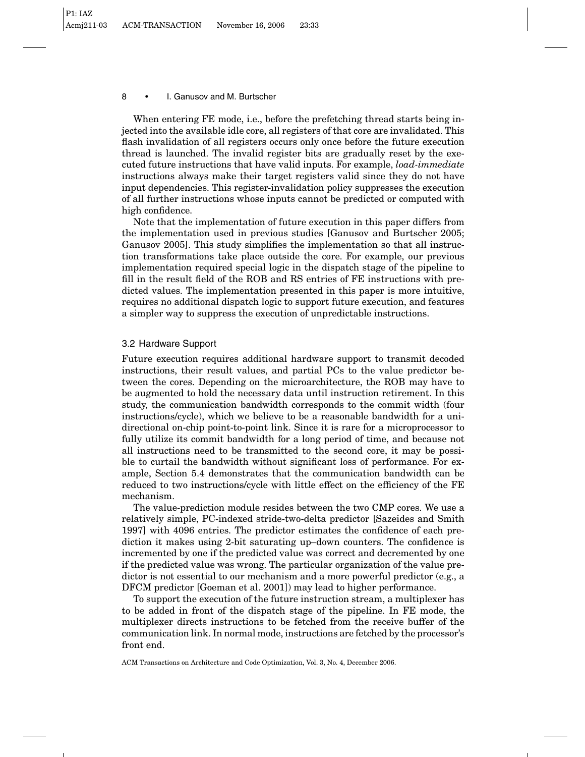When entering FE mode, i.e., before the prefetching thread starts being injected into the available idle core, all registers of that core are invalidated. This flash invalidation of all registers occurs only once before the future execution thread is launched. The invalid register bits are gradually reset by the executed future instructions that have valid inputs. For example, *load-immediate* instructions always make their target registers valid since they do not have input dependencies. This register-invalidation policy suppresses the execution of all further instructions whose inputs cannot be predicted or computed with high confidence.

Note that the implementation of future execution in this paper differs from the implementation used in previous studies [Ganusov and Burtscher 2005; Ganusov 2005]. This study simplifies the implementation so that all instruction transformations take place outside the core. For example, our previous implementation required special logic in the dispatch stage of the pipeline to fill in the result field of the ROB and RS entries of FE instructions with predicted values. The implementation presented in this paper is more intuitive, requires no additional dispatch logic to support future execution, and features a simpler way to suppress the execution of unpredictable instructions.

### 3.2 Hardware Support

Future execution requires additional hardware support to transmit decoded instructions, their result values, and partial PCs to the value predictor between the cores. Depending on the microarchitecture, the ROB may have to be augmented to hold the necessary data until instruction retirement. In this study, the communication bandwidth corresponds to the commit width (four instructions/cycle), which we believe to be a reasonable bandwidth for a unidirectional on-chip point-to-point link. Since it is rare for a microprocessor to fully utilize its commit bandwidth for a long period of time, and because not all instructions need to be transmitted to the second core, it may be possible to curtail the bandwidth without significant loss of performance. For example, Section 5.4 demonstrates that the communication bandwidth can be reduced to two instructions/cycle with little effect on the efficiency of the FE mechanism.

The value-prediction module resides between the two CMP cores. We use a relatively simple, PC-indexed stride-two-delta predictor [Sazeides and Smith 1997] with 4096 entries. The predictor estimates the confidence of each prediction it makes using 2-bit saturating up–down counters. The confidence is incremented by one if the predicted value was correct and decremented by one if the predicted value was wrong. The particular organization of the value predictor is not essential to our mechanism and a more powerful predictor (e.g., a DFCM predictor [Goeman et al. 2001]) may lead to higher performance.

To support the execution of the future instruction stream, a multiplexer has to be added in front of the dispatch stage of the pipeline. In FE mode, the multiplexer directs instructions to be fetched from the receive buffer of the communication link. In normal mode, instructions are fetched by the processor's front end.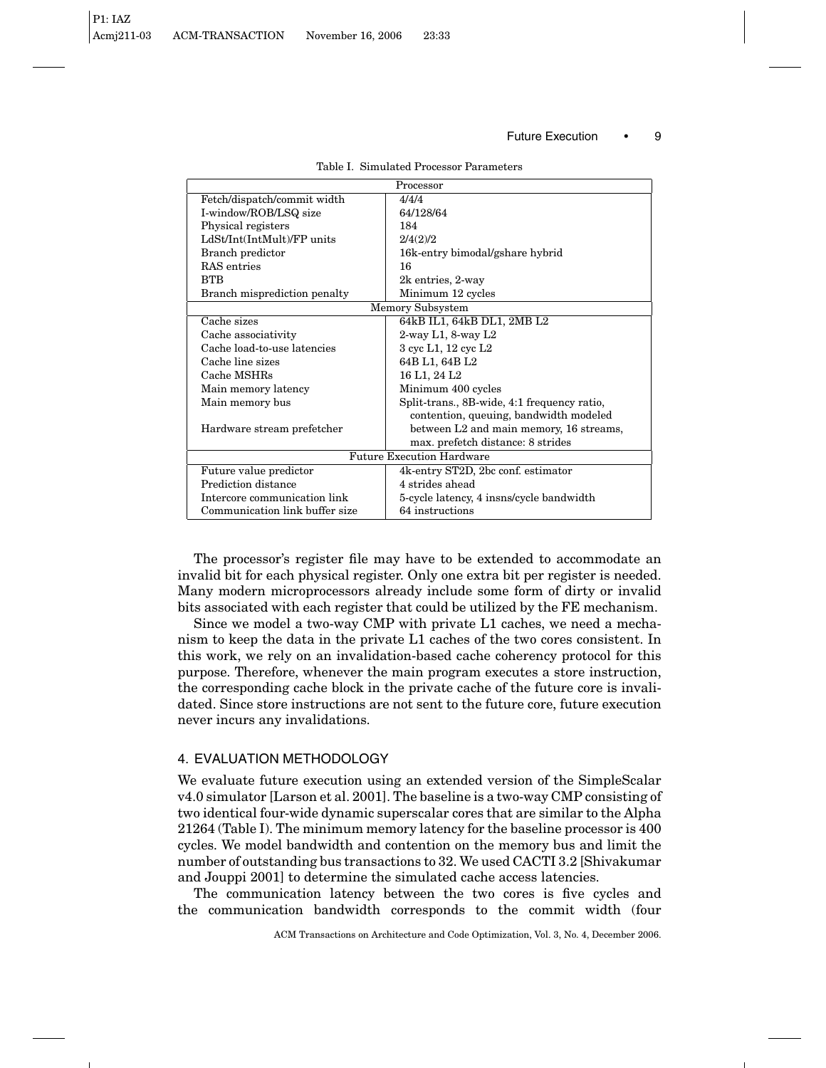Table I. Simulated Processor Parameters

| | |
|---|---|
| **Processor** | |
| Fetch/dispatch/commit width | 4/4/4 |
| I-window/ROB/LSQ size | 64/128/64 |
| Physical registers | 184 |
| LdSt/Int(IntMult)/FP units | 2/4(2)/2 |
| Branch predictor | 16k-entry bimodal/gshare hybrid |
| RAS entries | 16 |
| BTB | 2k entries, 2-way |
| Branch misprediction penalty | Minimum 12 cycles |
| **Memory Subsystem** | |
| Cache sizes | 64kB IL1, 64kB DL1, 2MB L2 |
| Cache associativity | 2-way L1, 8-way L2 |
| Cache load-to-use latencies | 3 cyc L1, 12 cyc L2 |
| Cache line sizes | 64B L1, 64B L2 |
| Cache MSHRs | 16 L1, 24 L2 |
| Main memory latency | Minimum 400 cycles |
| Main memory bus | Split-trans., 8B-wide, 4:1 frequency ratio, contention, queuing, bandwidth modeled |
| Hardware stream prefetcher | between L2 and main memory, 16 streams, max. prefetch distance: 8 strides |
| **Future Execution Hardware** | |
| Future value predictor | 4k-entry ST2D, 2bc conf. estimator |
| Prediction distance | 4 strides ahead |
| Intercore communication link | 5-cycle latency, 4 insns/cycle bandwidth |
| Communication link buffer size | 64 instructions |

The processor's register file may have to be extended to accommodate an invalid bit for each physical register. Only one extra bit per register is needed. Many modern microprocessors already include some form of dirty or invalid bits associated with each register that could be utilized by the FE mechanism.

Since we model a two-way CMP with private L1 caches, we need a mechanism to keep the data in the private L1 caches of the two cores consistent. In this work, we rely on an invalidation-based cache coherency protocol for this purpose. Therefore, whenever the main program executes a store instruction, the corresponding cache block in the private cache of the future core is invalidated. Since store instructions are not sent to the future core, future execution never incurs any invalidations.

## 4. EVALUATION METHODOLOGY

We evaluate future execution using an extended version of the SimpleScalar v4.0 simulator [Larson et al. 2001]. The baseline is a two-way CMP consisting of two identical four-wide dynamic superscalar cores that are similar to the Alpha 21264 (Table I). The minimum memory latency for the baseline processor is 400 cycles. We model bandwidth and contention on the memory bus and limit the number of outstanding bus transactions to 32. We used CACTI 3.2 [Shivakumar and Jouppi 2001] to determine the simulated cache access latencies.

The communication latency between the two cores is five cycles and the communication bandwidth corresponds to the commit width (four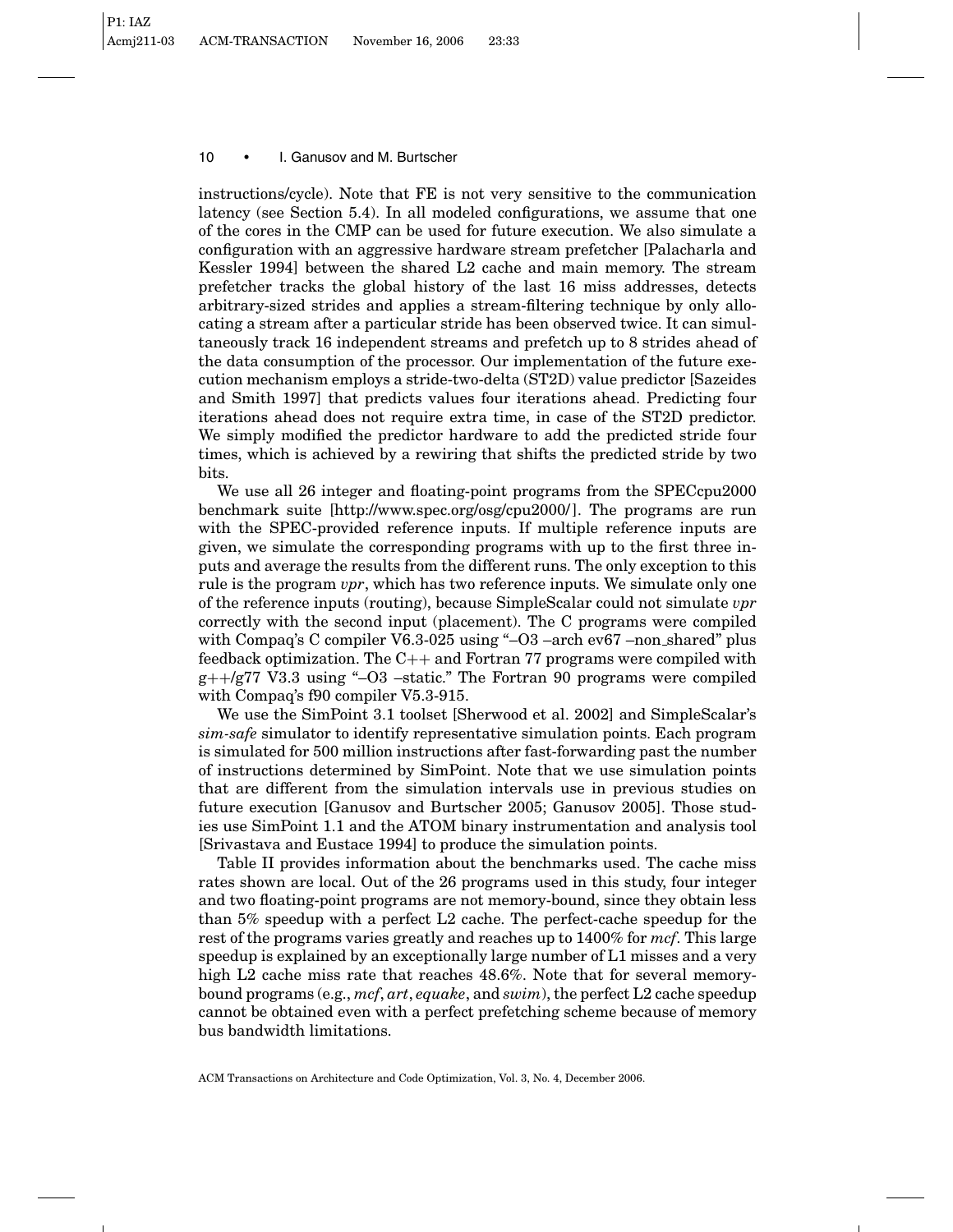instructions/cycle). Note that FE is not very sensitive to the communication latency (see Section 5.4). In all modeled configurations, we assume that one of the cores in the CMP can be used for future execution. We also simulate a configuration with an aggressive hardware stream prefetcher [Palacharla and Kessler 1994] between the shared L2 cache and main memory. The stream prefetcher tracks the global history of the last 16 miss addresses, detects arbitrary-sized strides and applies a stream-filtering technique by only allocating a stream after a particular stride has been observed twice. It can simultaneously track 16 independent streams and prefetch up to 8 strides ahead of the data consumption of the processor. Our implementation of the future execution mechanism employs a stride-two-delta (ST2D) value predictor [Sazeides and Smith 1997] that predicts values four iterations ahead. Predicting four iterations ahead does not require extra time, in case of the ST2D predictor. We simply modified the predictor hardware to add the predicted stride four times, which is achieved by a rewiring that shifts the predicted stride by two bits.

We use all 26 integer and floating-point programs from the SPECcpu2000 benchmark suite [http://www.spec.org/osg/cpu2000/]. The programs are run with the SPEC-provided reference inputs. If multiple reference inputs are given, we simulate the corresponding programs with up to the first three inputs and average the results from the different runs. The only exception to this rule is the program *vpr*, which has two reference inputs. We simulate only one of the reference inputs (routing), because SimpleScalar could not simulate *vpr* correctly with the second input (placement). The C programs were compiled with Compaq's C compiler V6.3-025 using "–O3 –arch ev67 –non_shared" plus feedback optimization. The C++ and Fortran 77 programs were compiled with g++/g77 V3.3 using "–O3 –static." The Fortran 90 programs were compiled with Compaq's f90 compiler V5.3-915.

We use the SimPoint 3.1 toolset [Sherwood et al. 2002] and SimpleScalar's *sim-safe* simulator to identify representative simulation points. Each program is simulated for 500 million instructions after fast-forwarding past the number of instructions determined by SimPoint. Note that we use simulation points that are different from the simulation intervals use in previous studies on future execution [Ganusov and Burtscher 2005; Ganusov 2005]. Those studies use SimPoint 1.1 and the ATOM binary instrumentation and analysis tool [Srivastava and Eustace 1994] to produce the simulation points.

Table II provides information about the benchmarks used. The cache miss rates shown are local. Out of the 26 programs used in this study, four integer and two floating-point programs are not memory-bound, since they obtain less than 5% speedup with a perfect L2 cache. The perfect-cache speedup for the rest of the programs varies greatly and reaches up to 1400% for *mcf*. This large speedup is explained by an exceptionally large number of L1 misses and a very high L2 cache miss rate that reaches 48.6%. Note that for several memory-bound programs (e.g., *mcf*, *art*, *equake*, and *swim*), the perfect L2 cache speedup cannot be obtained even with a perfect prefetching scheme because of memory bus bandwidth limitations.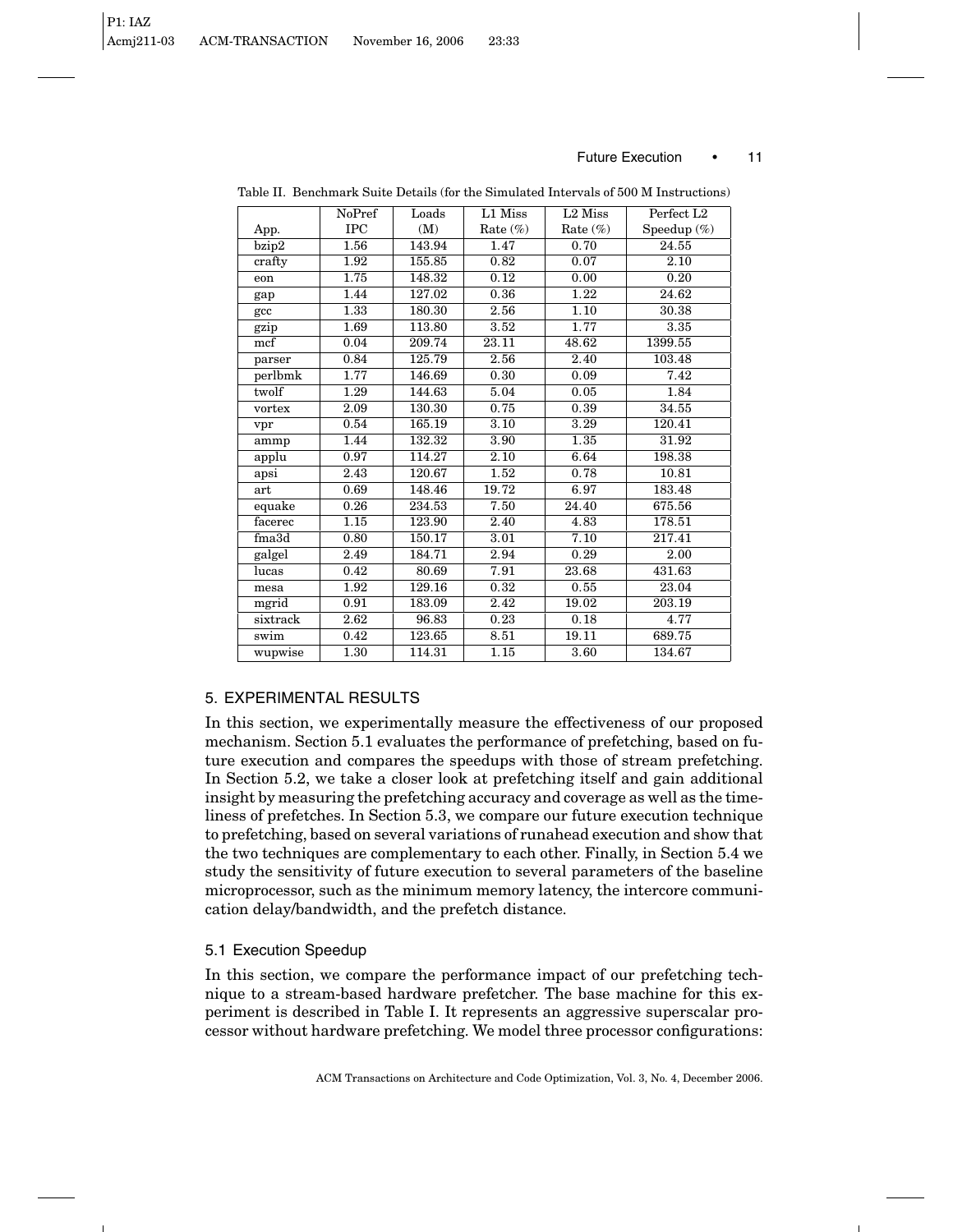Table II. Benchmark Suite Details (for the Simulated Intervals of 500 M Instructions)

| App. | NoPref IPC | Loads (M) | L1 Miss Rate (%) | L2 Miss Rate (%) | Perfect L2 Speedup (%) |
|---|---|---|---|---|---|
| bzip2 | 1.56 | 143.94 | 1.47 | 0.70 | 24.55 |
| crafty | 1.92 | 155.85 | 0.82 | 0.07 | 2.10 |
| eon | 1.75 | 148.32 | 0.12 | 0.00 | 0.20 |
| gap | 1.44 | 127.02 | 0.36 | 1.22 | 24.62 |
| gcc | 1.33 | 180.30 | 2.56 | 1.10 | 30.38 |
| gzip | 1.69 | 113.80 | 3.52 | 1.77 | 3.35 |
| mcf | 0.04 | 209.74 | 23.11 | 48.62 | 1399.55 |
| parser | 0.84 | 125.79 | 2.56 | 2.40 | 103.48 |
| perlbmk | 1.77 | 146.69 | 0.30 | 0.09 | 7.42 |
| twolf | 1.29 | 144.63 | 5.04 | 0.05 | 1.84 |
| vortex | 2.09 | 130.30 | 0.75 | 0.39 | 34.55 |
| vpr | 0.54 | 165.19 | 3.10 | 3.29 | 120.41 |
| ammp | 1.44 | 132.32 | 3.90 | 1.35 | 31.92 |
| applu | 0.97 | 114.27 | 2.10 | 6.64 | 198.38 |
| apsi | 2.43 | 120.67 | 1.52 | 0.78 | 10.81 |
| art | 0.69 | 148.46 | 19.72 | 6.97 | 183.48 |
| equake | 0.26 | 234.53 | 7.50 | 24.40 | 675.56 |
| facerec | 1.15 | 123.90 | 2.40 | 4.83 | 178.51 |
| fma3d | 0.80 | 150.17 | 3.01 | 7.10 | 217.41 |
| galgel | 2.49 | 184.71 | 2.94 | 0.29 | 2.00 |
| lucas | 0.42 | 80.69 | 7.91 | 23.68 | 431.63 |
| mesa | 1.92 | 129.16 | 0.32 | 0.55 | 23.04 |
| mgrid | 0.91 | 183.09 | 2.42 | 19.02 | 203.19 |
| sixtrack | 2.62 | 96.83 | 0.23 | 0.18 | 4.77 |
| swim | 0.42 | 123.65 | 8.51 | 19.11 | 689.75 |
| wupwise | 1.30 | 114.31 | 1.15 | 3.60 | 134.67 |

## 5. EXPERIMENTAL RESULTS

In this section, we experimentally measure the effectiveness of our proposed mechanism. Section 5.1 evaluates the performance of prefetching, based on future execution and compares the speedups with those of stream prefetching. In Section 5.2, we take a closer look at prefetching itself and gain additional insight by measuring the prefetching accuracy and coverage as well as the timeliness of prefetches. In Section 5.3, we compare our future execution technique to prefetching, based on several variations of runahead execution and show that the two techniques are complementary to each other. Finally, in Section 5.4 we study the sensitivity of future execution to several parameters of the baseline microprocessor, such as the minimum memory latency, the intercore communication delay/bandwidth, and the prefetch distance.

### 5.1 Execution Speedup

In this section, we compare the performance impact of our prefetching technique to a stream-based hardware prefetcher. The base machine for this experiment is described in Table I. It represents an aggressive superscalar processor without hardware prefetching. We model three processor configurations: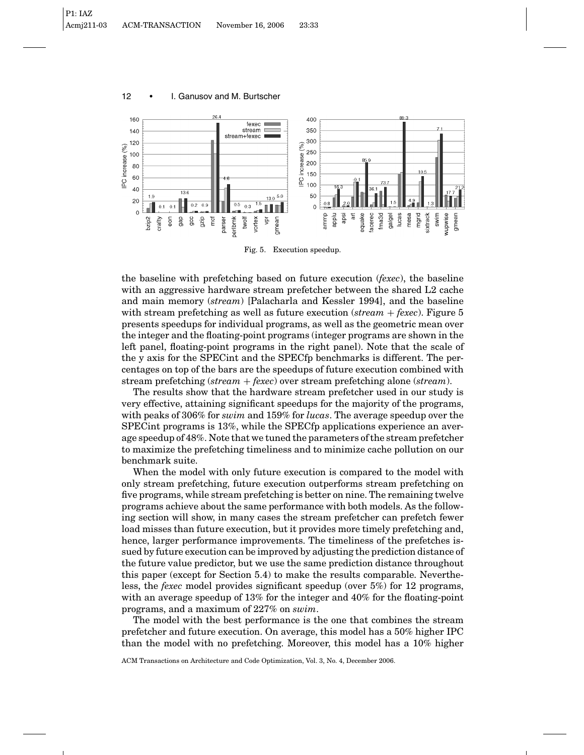Fig. 5. Execution speedup.

the baseline with prefetching based on future execution (*fexec*), the baseline with an aggressive hardware stream prefetcher between the shared L2 cache and main memory (*stream*) [Palacharla and Kessler 1994], and the baseline with stream prefetching as well as future execution (*stream + fexec*). Figure 5 presents speedups for individual programs, as well as the geometric mean over the integer and the floating-point programs (integer programs are shown in the left panel, floating-point programs in the right panel). Note that the scale of the y axis for the SPECint and the SPECfp benchmarks is different. The percentages on top of the bars are the speedups of future execution combined with stream prefetching (*stream + fexec*) over stream prefetching alone (*stream*).

The results show that the hardware stream prefetcher used in our study is very effective, attaining significant speedups for the majority of the programs, with peaks of 306% for *swim* and 159% for *lucas*. The average speedup over the SPECint programs is 13%, while the SPECfp applications experience an average speedup of 48%. Note that we tuned the parameters of the stream prefetcher to maximize the prefetching timeliness and to minimize cache pollution on our benchmark suite.

When the model with only future execution is compared to the model with only stream prefetching, future execution outperforms stream prefetching on five programs, while stream prefetching is better on nine. The remaining twelve programs achieve about the same performance with both models. As the following section will show, in many cases the stream prefetcher can prefetch fewer load misses than future execution, but it provides more timely prefetching and, hence, larger performance improvements. The timeliness of the prefetches issued by future execution can be improved by adjusting the prediction distance of the future value predictor, but we use the same prediction distance throughout this paper (except for Section 5.4) to make the results comparable. Nevertheless, the *fexec* model provides significant speedup (over 5%) for 12 programs, with an average speedup of 13% for the integer and 40% for the floating-point programs, and a maximum of 227% on *swim*.

The model with the best performance is the one that combines the stream prefetcher and future execution. On average, this model has a 50% higher IPC than the model with no prefetching. Moreover, this model has a 10% higher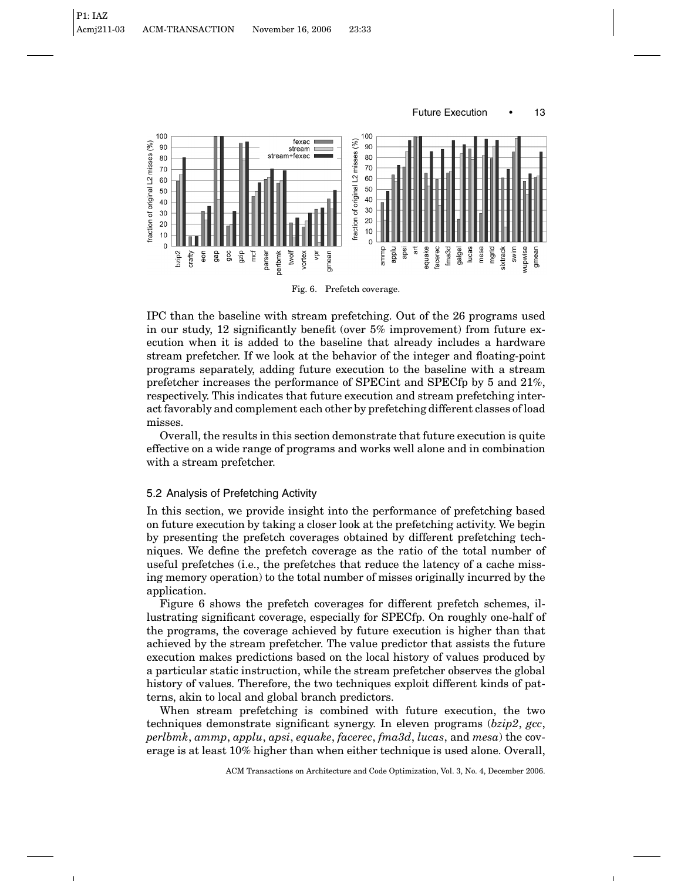100
90
80
70
60
50
40
30
20
10
0

fraction of original L2 misses (%)

fexec
stream
stream+fexec

bzip2 crafty eon gap gcc gzip mcf parser perlbmk twolf vortex vpr gmean

100
90
80
70
60
50
40
30
20
10
0

fraction of original L2 misses (%)

ammp applu apsi art equake facerec fma3d galgel lucas mesa mgrid sixtrack swim wupwise gmean

Fig. 6. Prefetch coverage.

IPC than the baseline with stream prefetching. Out of the 26 programs used in our study, 12 significantly benefit (over 5% improvement) from future execution when it is added to the baseline that already includes a hardware stream prefetcher. If we look at the behavior of the integer and floating-point programs separately, adding future execution to the baseline with a stream prefetcher increases the performance of SPECint and SPECfp by 5 and 21%, respectively. This indicates that future execution and stream prefetching interact favorably and complement each other by prefetching different classes of load misses.

Overall, the results in this section demonstrate that future execution is quite effective on a wide range of programs and works well alone and in combination with a stream prefetcher.

## 5.2 Analysis of Prefetching Activity

In this section, we provide insight into the performance of prefetching based on future execution by taking a closer look at the prefetching activity. We begin by presenting the prefetch coverages obtained by different prefetching techniques. We define the prefetch coverage as the ratio of the total number of useful prefetches (i.e., the prefetches that reduce the latency of a cache missing memory operation) to the total number of misses originally incurred by the application.

Figure 6 shows the prefetch coverages for different prefetch schemes, illustrating significant coverage, especially for SPECfp. On roughly one-half of the programs, the coverage achieved by future execution is higher than that achieved by the stream prefetcher. The value predictor that assists the future execution makes predictions based on the local history of values produced by a particular static instruction, while the stream prefetcher observes the global history of values. Therefore, the two techniques exploit different kinds of patterns, akin to local and global branch predictors.

When stream prefetching is combined with future execution, the two techniques demonstrate significant synergy. In eleven programs (*bzip2*, *gcc*, *perlbmk*, *ammp*, *applu*, *apsi*, *equake*, *facerec*, *fma3d*, *lucas*, and *mesa*) the coverage is at least 10% higher than when either technique is used alone. Overall,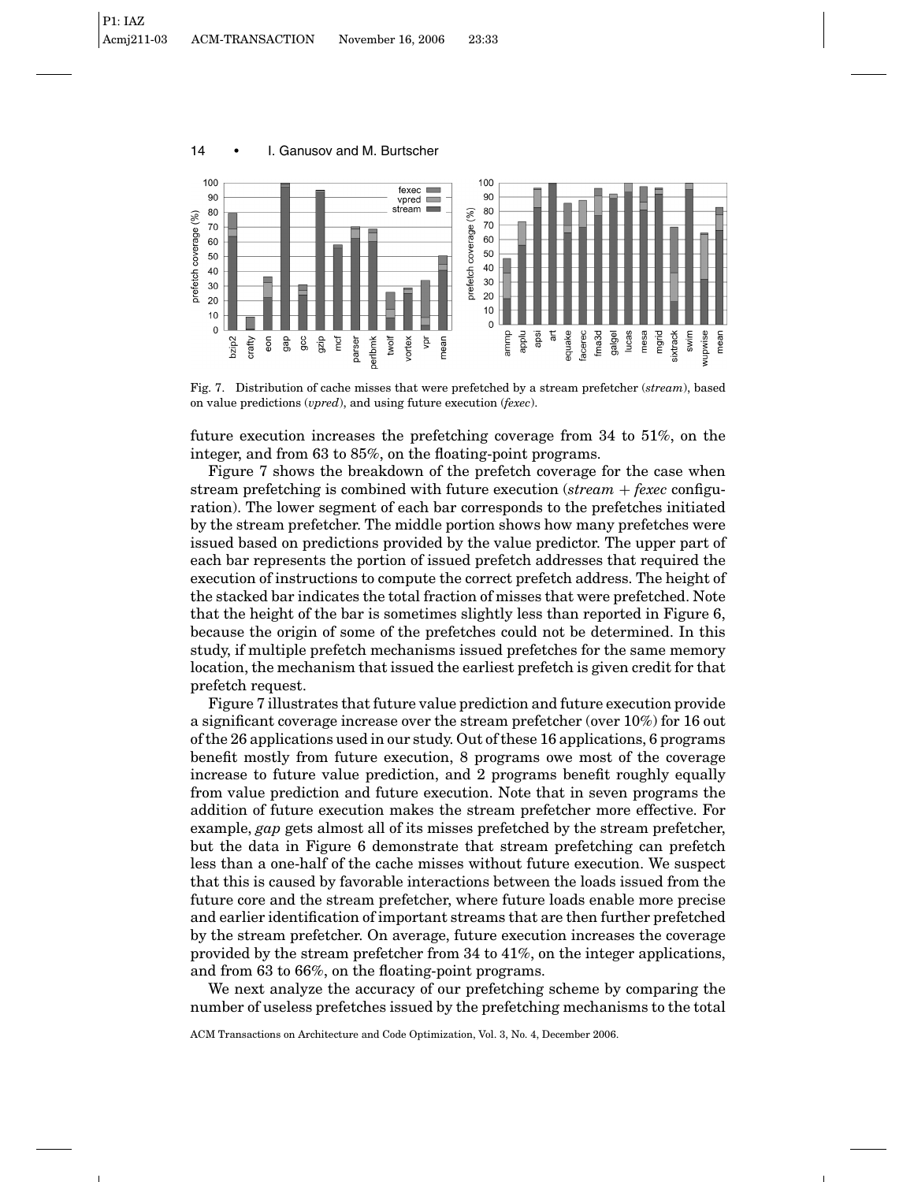future execution increases the prefetching coverage from 34 to 51%, on the integer, and from 63 to 85%, on the floating-point programs.

Fig. 7. Distribution of cache misses that were prefetched by a stream prefetcher (*stream*), based on value predictions (*vpred*), and using future execution (*fexec*).

Figure 7 shows the breakdown of the prefetch coverage for the case when stream prefetching is combined with future execution (*stream + fexec* configuration). The lower segment of each bar corresponds to the prefetches initiated by the stream prefetcher. The middle portion shows how many prefetches were issued based on predictions provided by the value predictor. The upper part of each bar represents the portion of issued prefetch addresses that required the execution of instructions to compute the correct prefetch address. The height of the stacked bar indicates the total fraction of misses that were prefetched. Note that the height of the bar is sometimes slightly less than reported in Figure 6, because the origin of some of the prefetches could not be determined. In this study, if multiple prefetch mechanisms issued prefetches for the same memory location, the mechanism that issued the earliest prefetch is given credit for that prefetch request.

Figure 7 illustrates that future value prediction and future execution provide a significant coverage increase over the stream prefetcher (over 10%) for 16 out of the 26 applications used in our study. Out of these 16 applications, 6 programs benefit mostly from future execution, 8 programs owe most of the coverage increase to future value prediction, and 2 programs benefit roughly equally from value prediction and future execution. Note that in seven programs the addition of future execution makes the stream prefetcher more effective. For example, *gap* gets almost all of its misses prefetched by the stream prefetcher, but the data in Figure 6 demonstrate that stream prefetching can prefetch less than a one-half of the cache misses without future execution. We suspect that this is caused by favorable interactions between the loads issued from the future core and the stream prefetcher, where future loads enable more precise and earlier identification of important streams that are then further prefetched by the stream prefetcher. On average, future execution increases the coverage provided by the stream prefetcher from 34 to 41%, on the integer applications, and from 63 to 66%, on the floating-point programs.

We next analyze the accuracy of our prefetching scheme by comparing the number of useless prefetches issued by the prefetching mechanisms to the total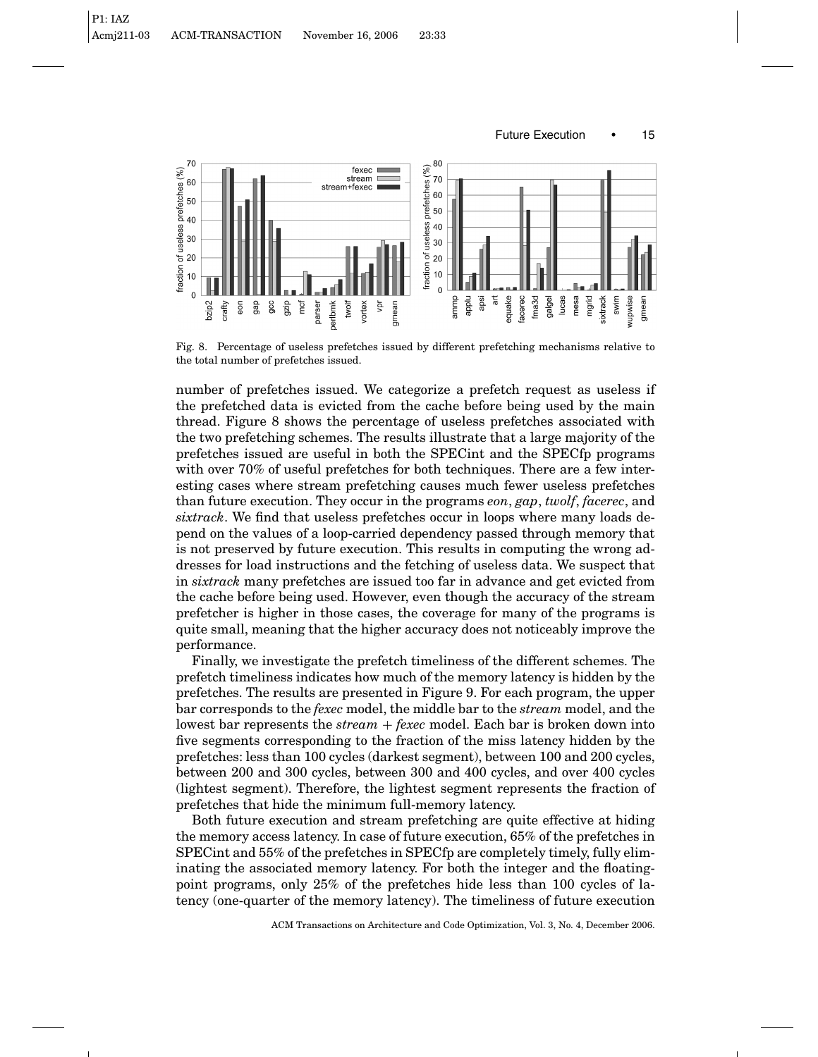fraction of useless prefetches (%)

70
60
50
40
30
20
10
0

fexec
stream
stream+fexec

bzip2 crafty eon gap gcc gzip mcf parser perlbmk twolf vortex vpr gmean

fraction of useless prefetches (%)

80
70
60
50
40
30
20
10
0

ammp applu apsi art equake facerec fma3d galgel lucas mesa mgrid sixtrack swim wupwise gmean

Fig. 8. Percentage of useless prefetches issued by different prefetching mechanisms relative to the total number of prefetches issued.

number of prefetches issued. We categorize a prefetch request as useless if the prefetched data is evicted from the cache before being used by the main thread. Figure 8 shows the percentage of useless prefetches associated with the two prefetching schemes. The results illustrate that a large majority of the prefetches issued are useful in both the SPECint and the SPECfp programs with over 70% of useful prefetches for both techniques. There are a few interesting cases where stream prefetching causes much fewer useless prefetches than future execution. They occur in the programs *eon*, *gap*, *twolf*, *facerec*, and *sixtrack*. We find that useless prefetches occur in loops where many loads depend on the values of a loop-carried dependency passed through memory that is not preserved by future execution. This results in computing the wrong addresses for load instructions and the fetching of useless data. We suspect that in *sixtrack* many prefetches are issued too far in advance and get evicted from the cache before being used. However, even though the accuracy of the stream prefetcher is higher in those cases, the coverage for many of the programs is quite small, meaning that the higher accuracy does not noticeably improve the performance.

Finally, we investigate the prefetch timeliness of the different schemes. The prefetch timeliness indicates how much of the memory latency is hidden by the prefetches. The results are presented in Figure 9. For each program, the upper bar corresponds to the *fexec* model, the middle bar to the *stream* model, and the lowest bar represents the *stream* + *fexec* model. Each bar is broken down into five segments corresponding to the fraction of the miss latency hidden by the prefetches: less than 100 cycles (darkest segment), between 100 and 200 cycles, between 200 and 300 cycles, between 300 and 400 cycles, and over 400 cycles (lightest segment). Therefore, the lightest segment represents the fraction of prefetches that hide the minimum full-memory latency.

Both future execution and stream prefetching are quite effective at hiding the memory access latency. In case of future execution, 65% of the prefetches in SPECint and 55% of the prefetches in SPECfp are completely timely, fully eliminating the associated memory latency. For both the integer and the floating-point programs, only 25% of the prefetches hide less than 100 cycles of latency (one-quarter of the memory latency). The timeliness of future execution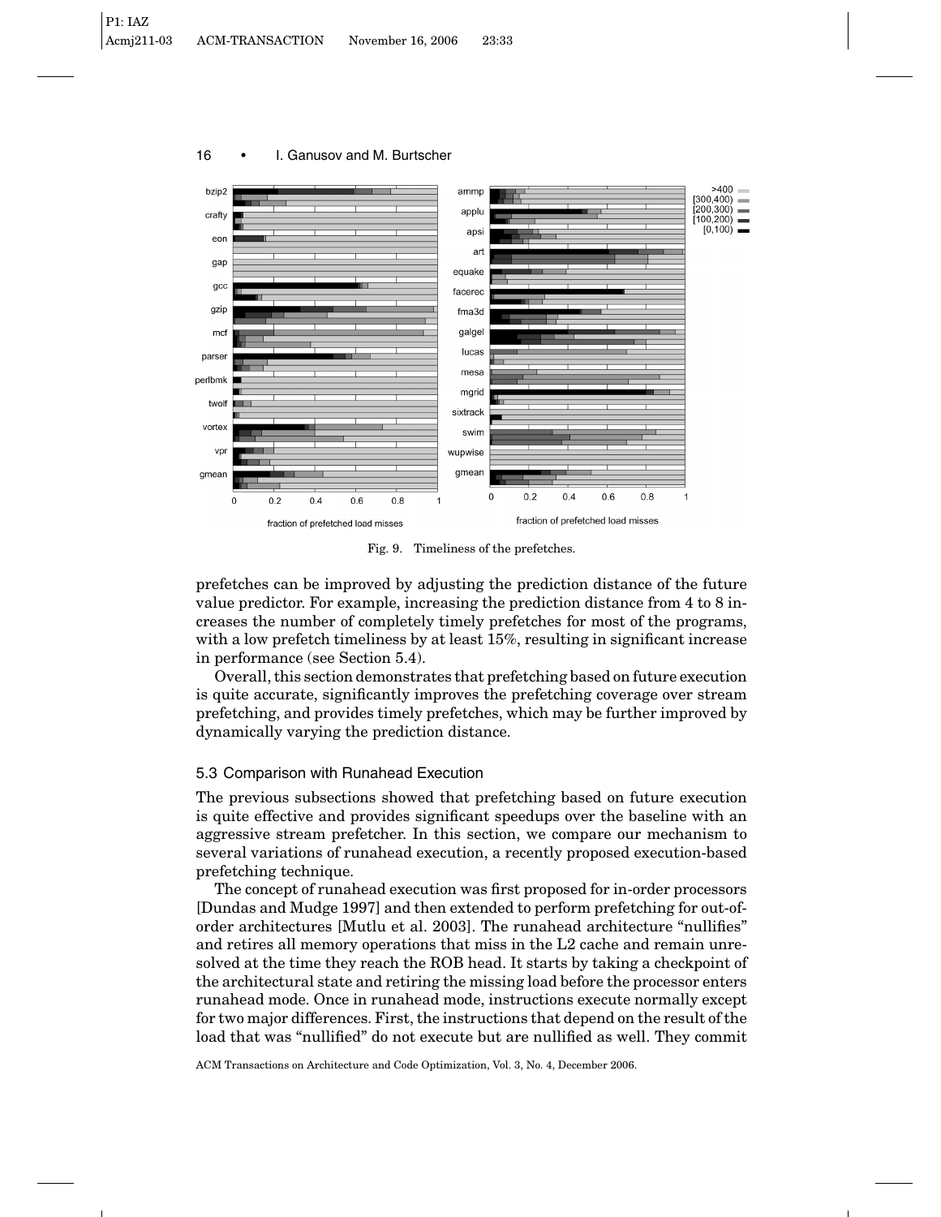Fig. 9. Timeliness of the prefetches.

prefetches can be improved by adjusting the prediction distance of the future value predictor. For example, increasing the prediction distance from 4 to 8 increases the number of completely timely prefetches for most of the programs, with a low prefetch timeliness by at least 15%, resulting in significant increase in performance (see Section 5.4).

Overall, this section demonstrates that prefetching based on future execution is quite accurate, significantly improves the prefetching coverage over stream prefetching, and provides timely prefetches, which may be further improved by dynamically varying the prediction distance.

### 5.3 Comparison with Runahead Execution

The previous subsections showed that prefetching based on future execution is quite effective and provides significant speedups over the baseline with an aggressive stream prefetcher. In this section, we compare our mechanism to several variations of runahead execution, a recently proposed execution-based prefetching technique.

The concept of runahead execution was first proposed for in-order processors [Dundas and Mudge 1997] and then extended to perform prefetching for out-of-order architectures [Mutlu et al. 2003]. The runahead architecture "nullifies" and retires all memory operations that miss in the L2 cache and remain unresolved at the time they reach the ROB head. It starts by taking a checkpoint of the architectural state and retiring the missing load before the processor enters runahead mode. Once in runahead mode, instructions execute normally except for two major differences. First, the instructions that depend on the result of the load that was "nullified" do not execute but are nullified as well. They commit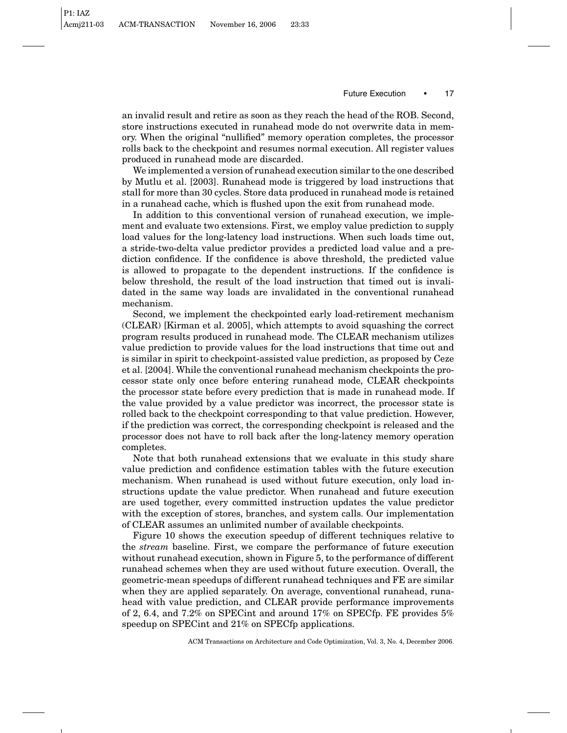an invalid result and retire as soon as they reach the head of the ROB. Second, store instructions executed in runahead mode do not overwrite data in memory. When the original "nullified" memory operation completes, the processor rolls back to the checkpoint and resumes normal execution. All register values produced in runahead mode are discarded.

We implemented a version of runahead execution similar to the one described by Mutlu et al. [2003]. Runahead mode is triggered by load instructions that stall for more than 30 cycles. Store data produced in runahead mode is retained in a runahead cache, which is flushed upon the exit from runahead mode.

In addition to this conventional version of runahead execution, we implement and evaluate two extensions. First, we employ value prediction to supply load values for the long-latency load instructions. When such loads time out, a stride-two-delta value predictor provides a predicted load value and a prediction confidence. If the confidence is above threshold, the predicted value is allowed to propagate to the dependent instructions. If the confidence is below threshold, the result of the load instruction that timed out is invalidated in the same way loads are invalidated in the conventional runahead mechanism.

Second, we implement the checkpointed early load-retirement mechanism (CLEAR) [Kirman et al. 2005], which attempts to avoid squashing the correct program results produced in runahead mode. The CLEAR mechanism utilizes value prediction to provide values for the load instructions that time out and is similar in spirit to checkpoint-assisted value prediction, as proposed by Ceze et al. [2004]. While the conventional runahead mechanism checkpoints the processor state only once before entering runahead mode, CLEAR checkpoints the processor state before every prediction that is made in runahead mode. If the value provided by a value predictor was incorrect, the processor state is rolled back to the checkpoint corresponding to that value prediction. However, if the prediction was correct, the corresponding checkpoint is released and the processor does not have to roll back after the long-latency memory operation completes.

Note that both runahead extensions that we evaluate in this study share value prediction and confidence estimation tables with the future execution mechanism. When runahead is used without future execution, only load instructions update the value predictor. When runahead and future execution are used together, every committed instruction updates the value predictor with the exception of stores, branches, and system calls. Our implementation of CLEAR assumes an unlimited number of available checkpoints.

Figure 10 shows the execution speedup of different techniques relative to the *stream* baseline. First, we compare the performance of future execution without runahead execution, shown in Figure 5, to the performance of different runahead schemes when they are used without future execution. Overall, the geometric-mean speedups of different runahead techniques and FE are similar when they are applied separately. On average, conventional runahead, runahead with value prediction, and CLEAR provide performance improvements of 2, 6.4, and 7.2% on SPECint and around 17% on SPECfp. FE provides 5% speedup on SPECint and 21% on SPECfp applications.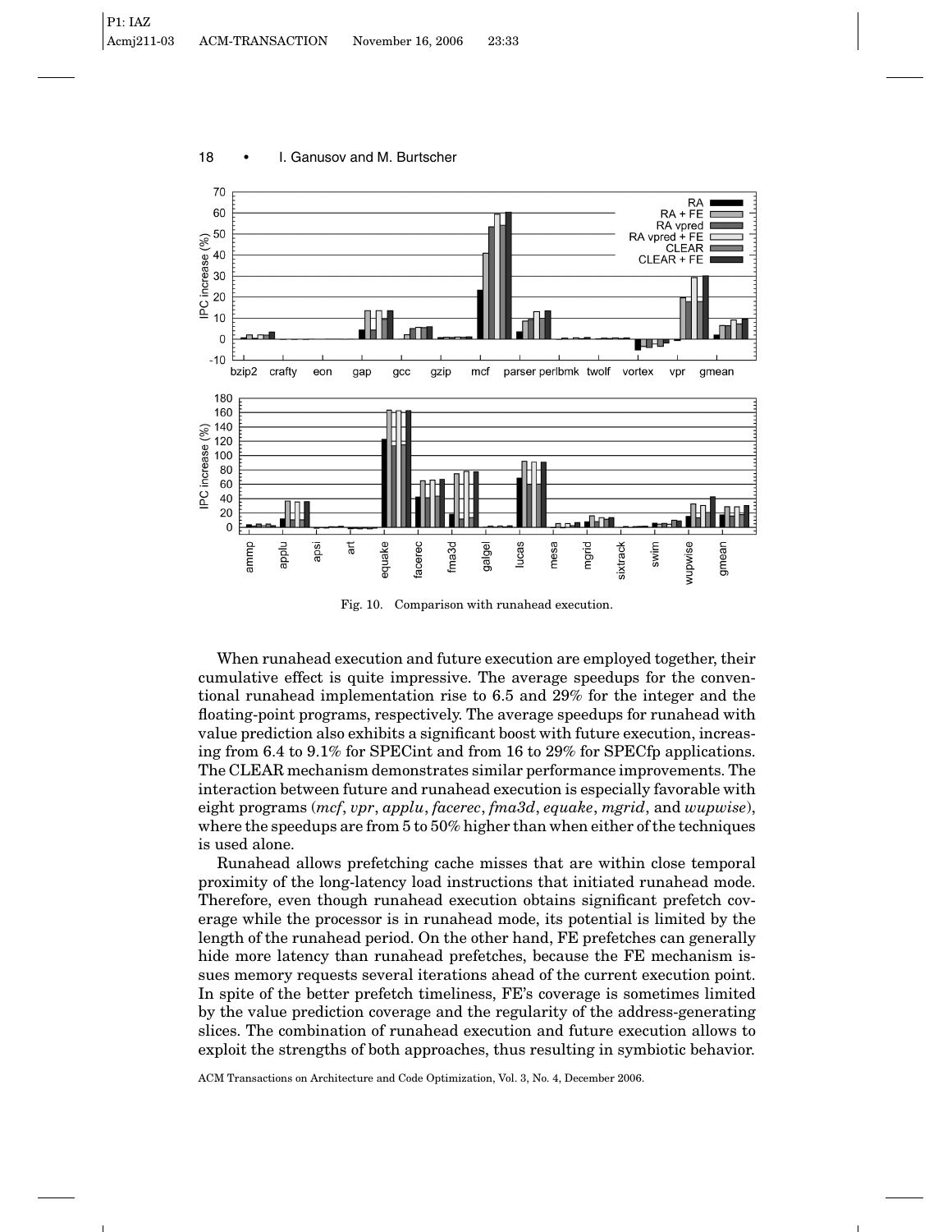70
60
50
40
30
20
10
0
-10

IPC increase (%)

RA
RA + FE
RA vpred
RA vpred + FE
CLEAR
CLEAR + FE

bzip2 crafty eon gap gcc gzip mcf parser perlbmk twolf vortex vpr gmean

180
160
140
120
100
80
60
40
20
0

IPC increase (%)

ammp applu apsi art equake facerec fma3d galgel lucas mesa mgrid sixtrack swim wupwise gmean

Fig. 10. Comparison with runahead execution.

When runahead execution and future execution are employed together, their cumulative effect is quite impressive. The average speedups for the conventional runahead implementation rise to 6.5 and 29% for the integer and the floating-point programs, respectively. The average speedups for runahead with value prediction also exhibits a significant boost with future execution, increasing from 6.4 to 9.1% for SPECint and from 16 to 29% for SPECfp applications. The CLEAR mechanism demonstrates similar performance improvements. The interaction between future and runahead execution is especially favorable with eight programs (*mcf*, *vpr*, *applu*, *facerec*, *fma3d*, *equake*, *mgrid*, and *wupwise*), where the speedups are from 5 to 50% higher than when either of the techniques is used alone.

Runahead allows prefetching cache misses that are within close temporal proximity of the long-latency load instructions that initiated runahead mode. Therefore, even though runahead execution obtains significant prefetch coverage while the processor is in runahead mode, its potential is limited by the length of the runahead period. On the other hand, FE prefetches can generally hide more latency than runahead prefetches, because the FE mechanism issues memory requests several iterations ahead of the current execution point. In spite of the better prefetch timeliness, FE's coverage is sometimes limited by the value prediction coverage and the regularity of the address-generating slices. The combination of runahead execution and future execution allows to exploit the strengths of both approaches, thus resulting in symbiotic behavior.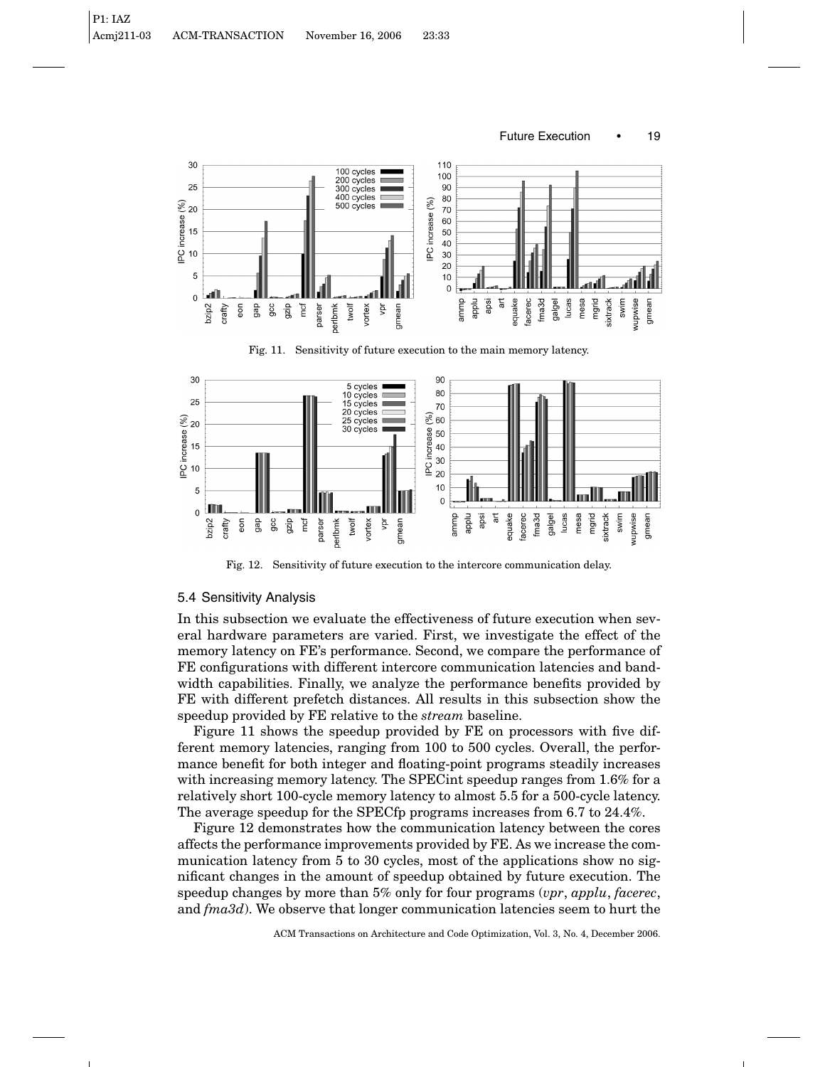30
25
20
15
10
5
0
IPC increase (%)
100 cycles
200 cycles
300 cycles
400 cycles
500 cycles
bzip2
crafty
eon
gap
gcc
gzip
mcf
parser
perlbmk
twolf
vortex
vpr
gmean

110
100
90
80
70
60
50
40
30
20
10
0
IPC increase (%)
ammp
applu
apsi
art
equake
facerec
fma3d
galgel
lucas
mesa
mgrid
sixtrack
swim
wupwise
gmean

Fig. 11. Sensitivity of future execution to the main memory latency.

30
25
20
15
10
5
0
IPC increase (%)
5 cycles
10 cycles
15 cycles
20 cycles
25 cycles
30 cycles
bzip2
crafty
eon
gap
gcc
gzip
mcf
parser
perlbmk
twolf
vortex
vpr
gmean

90
80
70
60
50
40
30
20
10
0
IPC increase (%)
ammp
applu
apsi
art
equake
facerec
fma3d
galgel
lucas
mesa
mgrid
sixtrack
swim
wupwise
gmean

Fig. 12. Sensitivity of future execution to the intercore communication delay.

### 5.4 Sensitivity Analysis

In this subsection we evaluate the effectiveness of future execution when several hardware parameters are varied. First, we investigate the effect of the memory latency on FE's performance. Second, we compare the performance of FE configurations with different intercore communication latencies and bandwidth capabilities. Finally, we analyze the performance benefits provided by FE with different prefetch distances. All results in this subsection show the speedup provided by FE relative to the *stream* baseline.

Figure 11 shows the speedup provided by FE on processors with five different memory latencies, ranging from 100 to 500 cycles. Overall, the performance benefit for both integer and floating-point programs steadily increases with increasing memory latency. The SPECint speedup ranges from 1.6% for a relatively short 100-cycle memory latency to almost 5.5 for a 500-cycle latency. The average speedup for the SPECfp programs increases from 6.7 to 24.4%.

Figure 12 demonstrates how the communication latency between the cores affects the performance improvements provided by FE. As we increase the communication latency from 5 to 30 cycles, most of the applications show no significant changes in the amount of speedup obtained by future execution. The speedup changes by more than 5% only for four programs (*vpr*, *applu*, *facerec*, and *fma3d*). We observe that longer communication latencies seem to hurt the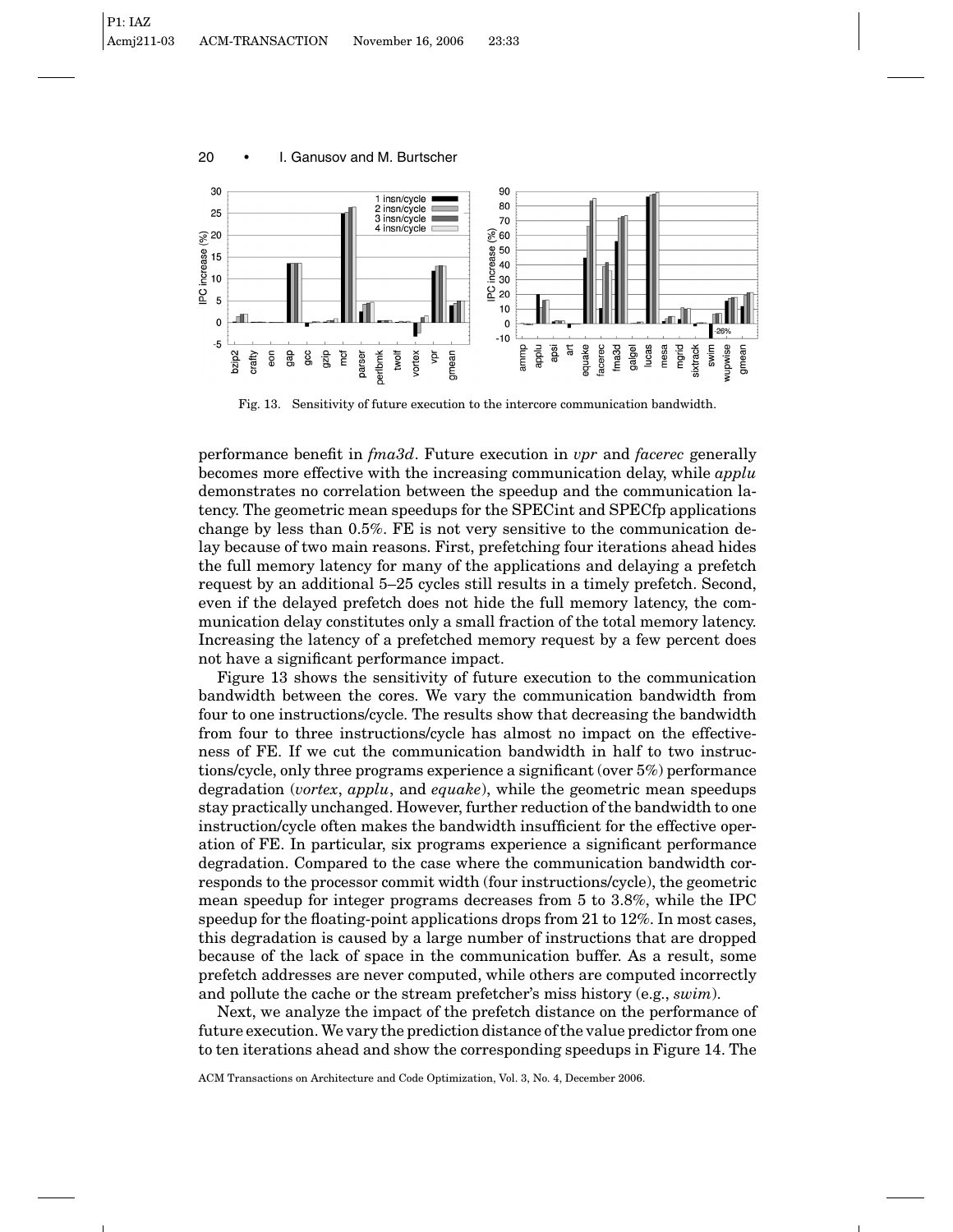30
25
20
15
10
5
0
-5

IPC increase (%)

1 insn/cycle
2 insn/cycle
3 insn/cycle
4 insn/cycle

bzip2
crafty
eon
gap
gcc
gzip
mcf
parser
perlbmk
twolf
vortex
vpr
gmean

90
80
70
60
50
40
30
20
10
0
-10

IPC increase (%)

-26%

ammp
applu
apsi
art
equake
facerec
fma3d
galgel
lucas
mesa
mgrid
sixtrack
swim
wupwise
gmean

Fig. 13. Sensitivity of future execution to the intercore communication bandwidth.

performance benefit in *fma3d*. Future execution in *vpr* and *facerec* generally becomes more effective with the increasing communication delay, while *applu* demonstrates no correlation between the speedup and the communication latency. The geometric mean speedups for the SPECint and SPECfp applications change by less than 0.5%. FE is not very sensitive to the communication delay because of two main reasons. First, prefetching four iterations ahead hides the full memory latency for many of the applications and delaying a prefetch request by an additional 5–25 cycles still results in a timely prefetch. Second, even if the delayed prefetch does not hide the full memory latency, the communication delay constitutes only a small fraction of the total memory latency. Increasing the latency of a prefetched memory request by a few percent does not have a significant performance impact.

Figure 13 shows the sensitivity of future execution to the communication bandwidth between the cores. We vary the communication bandwidth from four to one instructions/cycle. The results show that decreasing the bandwidth from four to three instructions/cycle has almost no impact on the effectiveness of FE. If we cut the communication bandwidth in half to two instructions/cycle, only three programs experience a significant (over 5%) performance degradation (*vortex*, *applu*, and *equake*), while the geometric mean speedups stay practically unchanged. However, further reduction of the bandwidth to one instruction/cycle often makes the bandwidth insufficient for the effective operation of FE. In particular, six programs experience a significant performance degradation. Compared to the case where the communication bandwidth corresponds to the processor commit width (four instructions/cycle), the geometric mean speedup for integer programs decreases from 5 to 3.8%, while the IPC speedup for the floating-point applications drops from 21 to 12%. In most cases, this degradation is caused by a large number of instructions that are dropped because of the lack of space in the communication buffer. As a result, some prefetch addresses are never computed, while others are computed incorrectly and pollute the cache or the stream prefetcher's miss history (e.g., *swim*).

Next, we analyze the impact of the prefetch distance on the performance of future execution. We vary the prediction distance of the value predictor from one to ten iterations ahead and show the corresponding speedups in Figure 14. The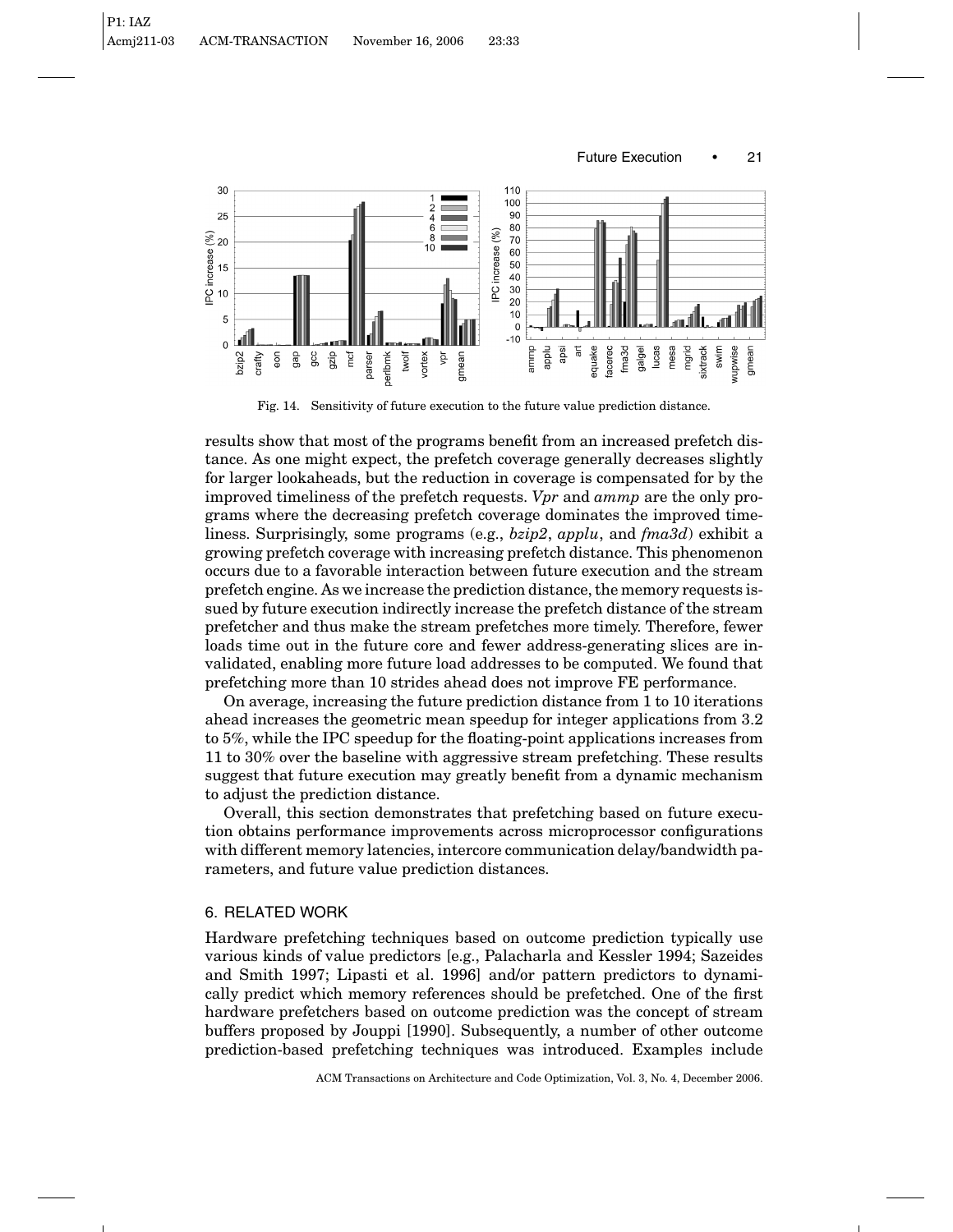30
25
20
15
10
5
0

IPC increase (%)

1
2
4
6
8
10

bzip2 crafty eon gap gcc gzip mcf parser perlbmk twolf vortex vpr gmean

110
100
90
80
70
60
50
40
30
20
10
0
-10

IPC increase (%)

ammp applu apsi art equake facerec fma3d galgel lucas mesa mgrid sixtrack swim wupwise gmean

Fig. 14. Sensitivity of future execution to the future value prediction distance.

results show that most of the programs benefit from an increased prefetch distance. As one might expect, the prefetch coverage generally decreases slightly for larger lookaheads, but the reduction in coverage is compensated for by the improved timeliness of the prefetch requests. *Vpr* and *ammp* are the only programs where the decreasing prefetch coverage dominates the improved timeliness. Surprisingly, some programs (e.g., *bzip2*, *applu*, and *fma3d*) exhibit a growing prefetch coverage with increasing prefetch distance. This phenomenon occurs due to a favorable interaction between future execution and the stream prefetch engine. As we increase the prediction distance, the memory requests issued by future execution indirectly increase the prefetch distance of the stream prefetcher and thus make the stream prefetches more timely. Therefore, fewer loads time out in the future core and fewer address-generating slices are invalidated, enabling more future load addresses to be computed. We found that prefetching more than 10 strides ahead does not improve FE performance.

On average, increasing the future prediction distance from 1 to 10 iterations ahead increases the geometric mean speedup for integer applications from 3.2 to 5%, while the IPC speedup for the floating-point applications increases from 11 to 30% over the baseline with aggressive stream prefetching. These results suggest that future execution may greatly benefit from a dynamic mechanism to adjust the prediction distance.

Overall, this section demonstrates that prefetching based on future execution obtains performance improvements across microprocessor configurations with different memory latencies, intercore communication delay/bandwidth parameters, and future value prediction distances.

## 6. RELATED WORK

Hardware prefetching techniques based on outcome prediction typically use various kinds of value predictors [e.g., Palacharla and Kessler 1994; Sazeides and Smith 1997; Lipasti et al. 1996] and/or pattern predictors to dynamically predict which memory references should be prefetched. One of the first hardware prefetchers based on outcome prediction was the concept of stream buffers proposed by Jouppi [1990]. Subsequently, a number of other outcome prediction-based prefetching techniques was introduced. Examples include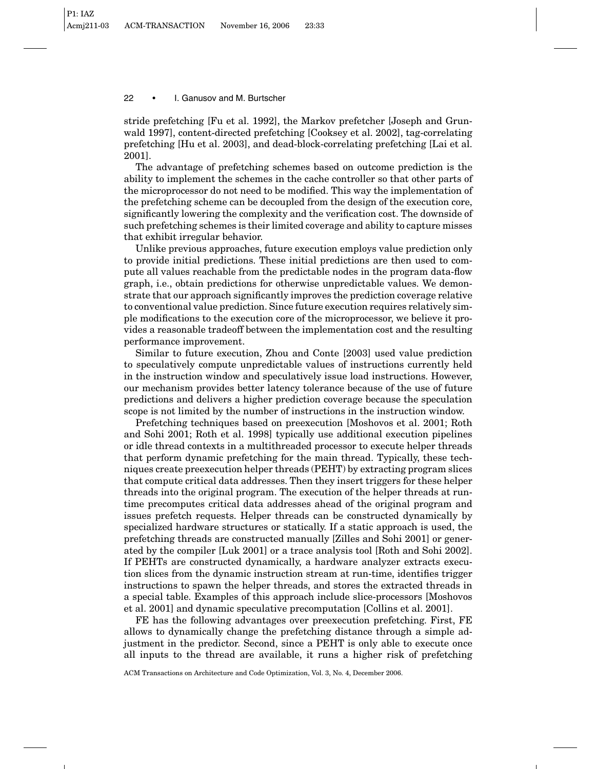stride prefetching [Fu et al. 1992], the Markov prefetcher [Joseph and Grunwald 1997], content-directed prefetching [Cooksey et al. 2002], tag-correlating prefetching [Hu et al. 2003], and dead-block-correlating prefetching [Lai et al. 2001].

The advantage of prefetching schemes based on outcome prediction is the ability to implement the schemes in the cache controller so that other parts of the microprocessor do not need to be modified. This way the implementation of the prefetching scheme can be decoupled from the design of the execution core, significantly lowering the complexity and the verification cost. The downside of such prefetching schemes is their limited coverage and ability to capture misses that exhibit irregular behavior.

Unlike previous approaches, future execution employs value prediction only to provide initial predictions. These initial predictions are then used to compute all values reachable from the predictable nodes in the program data-flow graph, i.e., obtain predictions for otherwise unpredictable values. We demonstrate that our approach significantly improves the prediction coverage relative to conventional value prediction. Since future execution requires relatively simple modifications to the execution core of the microprocessor, we believe it provides a reasonable tradeoff between the implementation cost and the resulting performance improvement.

Similar to future execution, Zhou and Conte [2003] used value prediction to speculatively compute unpredictable values of instructions currently held in the instruction window and speculatively issue load instructions. However, our mechanism provides better latency tolerance because of the use of future predictions and delivers a higher prediction coverage because the speculation scope is not limited by the number of instructions in the instruction window.

Prefetching techniques based on preexecution [Moshovos et al. 2001; Roth and Sohi 2001; Roth et al. 1998] typically use additional execution pipelines or idle thread contexts in a multithreaded processor to execute helper threads that perform dynamic prefetching for the main thread. Typically, these techniques create preexecution helper threads (PEHT) by extracting program slices that compute critical data addresses. Then they insert triggers for these helper threads into the original program. The execution of the helper threads at runtime precomputes critical data addresses ahead of the original program and issues prefetch requests. Helper threads can be constructed dynamically by specialized hardware structures or statically. If a static approach is used, the prefetching threads are constructed manually [Zilles and Sohi 2001] or generated by the compiler [Luk 2001] or a trace analysis tool [Roth and Sohi 2002]. If PEHTs are constructed dynamically, a hardware analyzer extracts execution slices from the dynamic instruction stream at run-time, identifies trigger instructions to spawn the helper threads, and stores the extracted threads in a special table. Examples of this approach include slice-processors [Moshovos et al. 2001] and dynamic speculative precomputation [Collins et al. 2001].

FE has the following advantages over preexecution prefetching. First, FE allows to dynamically change the prefetching distance through a simple adjustment in the predictor. Second, since a PEHT is only able to execute once all inputs to the thread are available, it runs a higher risk of prefetching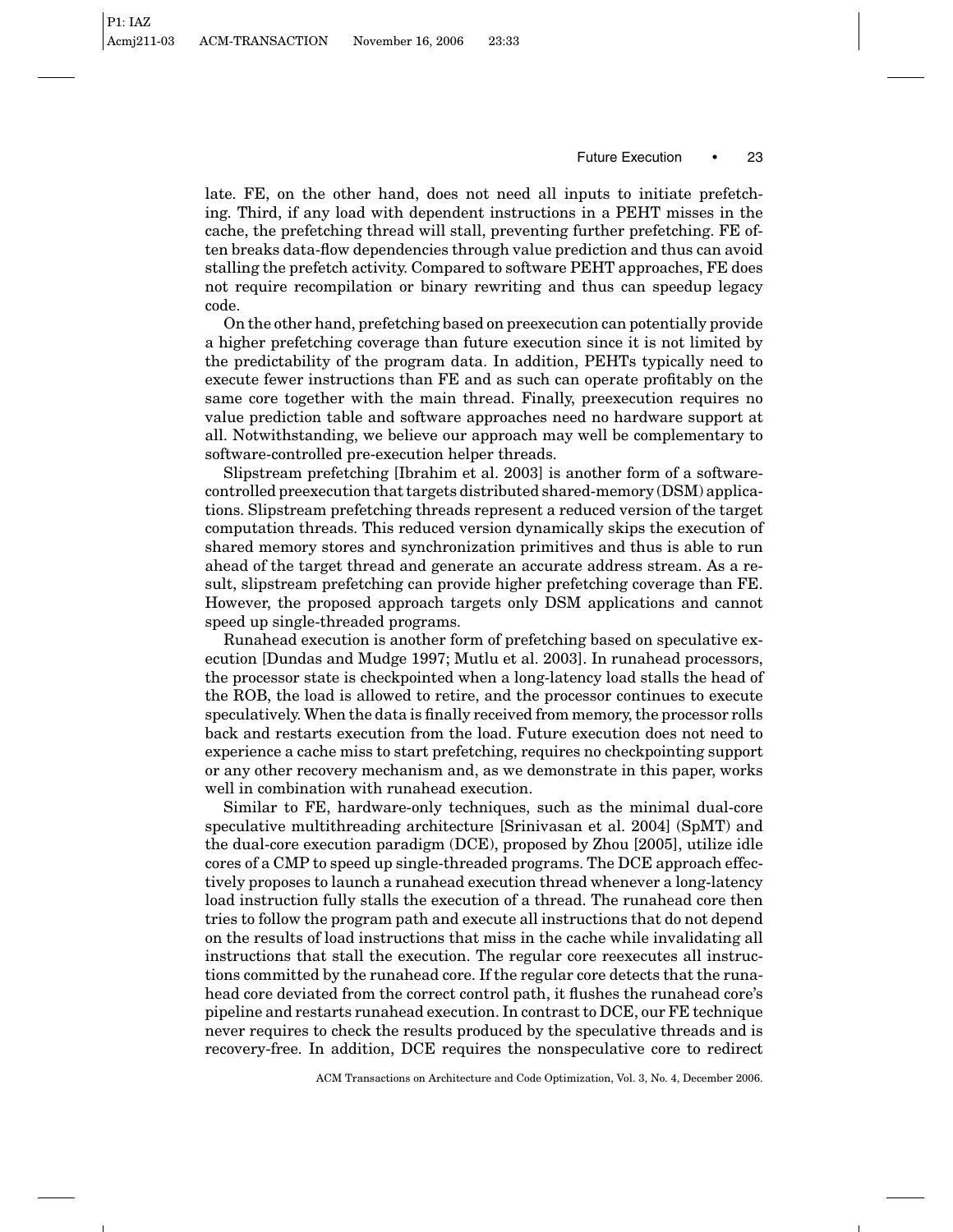late. FE, on the other hand, does not need all inputs to initiate prefetching. Third, if any load with dependent instructions in a PEHT misses in the cache, the prefetching thread will stall, preventing further prefetching. FE often breaks data-flow dependencies through value prediction and thus can avoid stalling the prefetch activity. Compared to software PEHT approaches, FE does not require recompilation or binary rewriting and thus can speedup legacy code.

On the other hand, prefetching based on preexecution can potentially provide a higher prefetching coverage than future execution since it is not limited by the predictability of the program data. In addition, PEHTs typically need to execute fewer instructions than FE and as such can operate profitably on the same core together with the main thread. Finally, preexecution requires no value prediction table and software approaches need no hardware support at all. Notwithstanding, we believe our approach may well be complementary to software-controlled pre-execution helper threads.

Slipstream prefetching [Ibrahim et al. 2003] is another form of a software-controlled preexecution that targets distributed shared-memory (DSM) applications. Slipstream prefetching threads represent a reduced version of the target computation threads. This reduced version dynamically skips the execution of shared memory stores and synchronization primitives and thus is able to run ahead of the target thread and generate an accurate address stream. As a result, slipstream prefetching can provide higher prefetching coverage than FE. However, the proposed approach targets only DSM applications and cannot speed up single-threaded programs.

Runahead execution is another form of prefetching based on speculative execution [Dundas and Mudge 1997; Mutlu et al. 2003]. In runahead processors, the processor state is checkpointed when a long-latency load stalls the head of the ROB, the load is allowed to retire, and the processor continues to execute speculatively. When the data is finally received from memory, the processor rolls back and restarts execution from the load. Future execution does not need to experience a cache miss to start prefetching, requires no checkpointing support or any other recovery mechanism and, as we demonstrate in this paper, works well in combination with runahead execution.

Similar to FE, hardware-only techniques, such as the minimal dual-core speculative multithreading architecture [Srinivasan et al. 2004] (SpMT) and the dual-core execution paradigm (DCE), proposed by Zhou [2005], utilize idle cores of a CMP to speed up single-threaded programs. The DCE approach effectively proposes to launch a runahead execution thread whenever a long-latency load instruction fully stalls the execution of a thread. The runahead core then tries to follow the program path and execute all instructions that do not depend on the results of load instructions that miss in the cache while invalidating all instructions that stall the execution. The regular core reexecutes all instructions committed by the runahead core. If the regular core detects that the runahead core deviated from the correct control path, it flushes the runahead core's pipeline and restarts runahead execution. In contrast to DCE, our FE technique never requires to check the results produced by the speculative threads and is recovery-free. In addition, DCE requires the nonspeculative core to redirect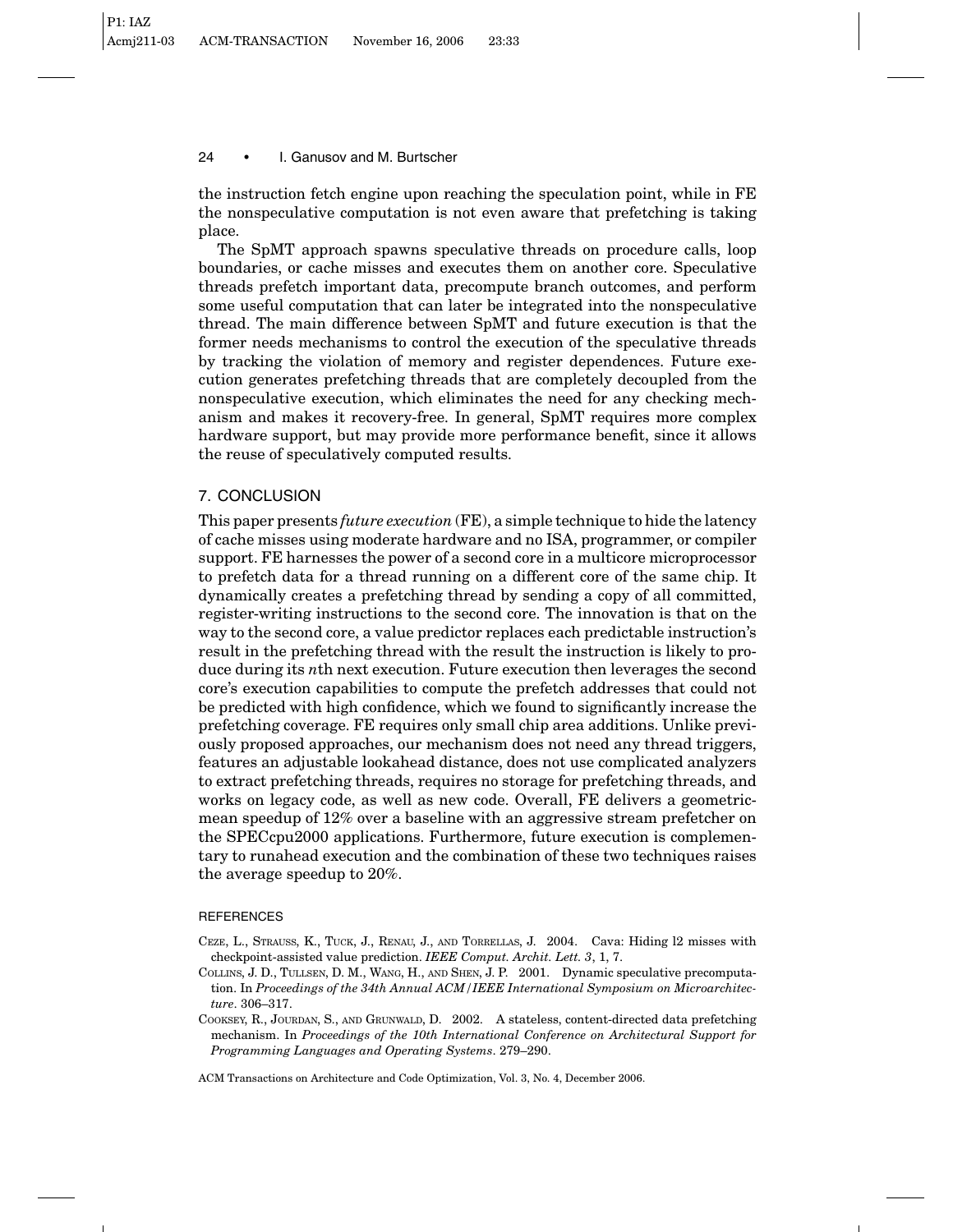the instruction fetch engine upon reaching the speculation point, while in FE the nonspeculative computation is not even aware that prefetching is taking place.

The SpMT approach spawns speculative threads on procedure calls, loop boundaries, or cache misses and executes them on another core. Speculative threads prefetch important data, precompute branch outcomes, and perform some useful computation that can later be integrated into the nonspeculative thread. The main difference between SpMT and future execution is that the former needs mechanisms to control the execution of the speculative threads by tracking the violation of memory and register dependences. Future execution generates prefetching threads that are completely decoupled from the nonspeculative execution, which eliminates the need for any checking mechanism and makes it recovery-free. In general, SpMT requires more complex hardware support, but may provide more performance benefit, since it allows the reuse of speculatively computed results.

## 7. CONCLUSION

This paper presents *future execution* (FE), a simple technique to hide the latency of cache misses using moderate hardware and no ISA, programmer, or compiler support. FE harnesses the power of a second core in a multicore microprocessor to prefetch data for a thread running on a different core of the same chip. It dynamically creates a prefetching thread by sending a copy of all committed, register-writing instructions to the second core. The innovation is that on the way to the second core, a value predictor replaces each predictable instruction's result in the prefetching thread with the result the instruction is likely to produce during its *n*th next execution. Future execution then leverages the second core's execution capabilities to compute the prefetch addresses that could not be predicted with high confidence, which we found to significantly increase the prefetching coverage. FE requires only small chip area additions. Unlike previously proposed approaches, our mechanism does not need any thread triggers, features an adjustable lookahead distance, does not use complicated analyzers to extract prefetching threads, requires no storage for prefetching threads, and works on legacy code, as well as new code. Overall, FE delivers a geometric-mean speedup of 12% over a baseline with an aggressive stream prefetcher on the SPECcpu2000 applications. Furthermore, future execution is complementary to runahead execution and the combination of these two techniques raises the average speedup to 20%.

### REFERENCES

CEZE, L., STRAUSS, K., TUCK, J., RENAU, J., AND TORRELLAS, J. 2004. Cava: Hiding l2 misses with checkpoint-assisted value prediction. *IEEE Comput. Archit. Lett. 3*, 1, 7.

COLLINS, J. D., TULLSEN, D. M., WANG, H., AND SHEN, J. P. 2001. Dynamic speculative precomputation. In *Proceedings of the 34th Annual ACM/IEEE International Symposium on Microarchitecture*. 306–317.

COOKSEY, R., JOURDAN, S., AND GRUNWALD, D. 2002. A stateless, content-directed data prefetching mechanism. In *Proceedings of the 10th International Conference on Architectural Support for Programming Languages and Operating Systems*. 279–290.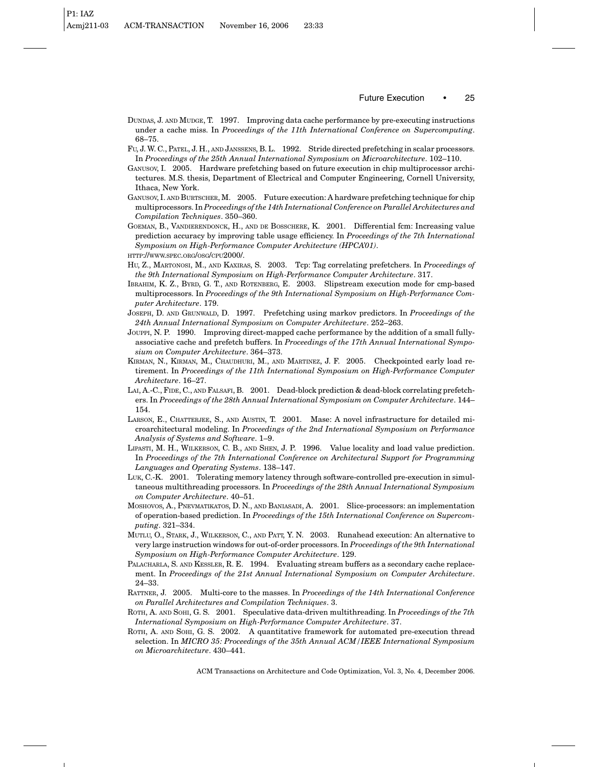DUNDAS, J. AND MUDGE, T. 1997. Improving data cache performance by pre-executing instructions under a cache miss. In *Proceedings of the 11th International Conference on Supercomputing*. 68–75.

FU, J. W. C., PATEL, J. H., AND JANSSENS, B. L. 1992. Stride directed prefetching in scalar processors. In *Proceedings of the 25th Annual International Symposium on Microarchitecture*. 102–110.

GANUSOV, I. 2005. Hardware prefetching based on future execution in chip multiprocessor architectures. M.S. thesis, Department of Electrical and Computer Engineering, Cornell University, Ithaca, New York.

GANUSOV, I. AND BURTSCHER, M. 2005. Future execution: A hardware prefetching technique for chip multiprocessors. In *Proceedings of the 14th International Conference on Parallel Architectures and Compilation Techniques*. 350–360.

GOEMAN, B., VANDIERENDONCK, H., AND DE BOSSCHERE, K. 2001. Differential fcm: Increasing value prediction accuracy by improving table usage efficiency. In *Proceedings of the 7th International Symposium on High-Performance Computer Architecture (HPCA'01)*.

HTTP://WWW.SPEC.ORG/OSG/CPU2000/.

HU, Z., MARTONOSI, M., AND KAXIRAS, S. 2003. Tcp: Tag correlating prefetchers. In *Proceedings of the 9th International Symposium on High-Performance Computer Architecture*. 317.

IBRAHIM, K. Z., BYRD, G. T., AND ROTENBERG, E. 2003. Slipstream execution mode for cmp-based multiprocessors. In *Proceedings of the 9th International Symposium on High-Performance Computer Architecture*. 179.

JOSEPH, D. AND GRUNWALD, D. 1997. Prefetching using markov predictors. In *Proceedings of the 24th Annual International Symposium on Computer Architecture*. 252–263.

JOUPPI, N. P. 1990. Improving direct-mapped cache performance by the addition of a small fully-associative cache and prefetch buffers. In *Proceedings of the 17th Annual International Symposium on Computer Architecture*. 364–373.

KIRMAN, N., KIRMAN, M., CHAUDHURI, M., AND MARTINEZ, J. F. 2005. Checkpointed early load retirement. In *Proceedings of the 11th International Symposium on High-Performance Computer Architecture*. 16–27.

LAI, A.-C., FIDE, C., AND FALSAFI, B. 2001. Dead-block prediction & dead-block correlating prefetchers. In *Proceedings of the 28th Annual International Symposium on Computer Architecture*. 144–154.

LARSON, E., CHATTERJEE, S., AND AUSTIN, T. 2001. Mase: A novel infrastructure for detailed microarchitectural modeling. In *Proceedings of the 2nd International Symposium on Performance Analysis of Systems and Software*. 1–9.

LIPASTI, M. H., WILKERSON, C. B., AND SHEN, J. P. 1996. Value locality and load value prediction. In *Proceedings of the 7th International Conference on Architectural Support for Programming Languages and Operating Systems*. 138–147.

LUK, C.-K. 2001. Tolerating memory latency through software-controlled pre-execution in simultaneous multithreading processors. In *Proceedings of the 28th Annual International Symposium on Computer Architecture*. 40–51.

MOSHOVOS, A., PNEVMATIKATOS, D. N., AND BANIASADI, A. 2001. Slice-processors: an implementation of operation-based prediction. In *Proceedings of the 15th International Conference on Supercomputing*. 321–334.

MUTLU, O., STARK, J., WILKERSON, C., AND PATT, Y. N. 2003. Runahead execution: An alternative to very large instruction windows for out-of-order processors. In *Proceedings of the 9th International Symposium on High-Performance Computer Architecture*. 129.

PALACHARLA, S. AND KESSLER, R. E. 1994. Evaluating stream buffers as a secondary cache replacement. In *Proceedings of the 21st Annual International Symposium on Computer Architecture*. 24–33.

RATTNER, J. 2005. Multi-core to the masses. In *Proceedings of the 14th International Conference on Parallel Architectures and Compilation Techniques*. 3.

ROTH, A. AND SOHI, G. S. 2001. Speculative data-driven multithreading. In *Proceedings of the 7th International Symposium on High-Performance Computer Architecture*. 37.

ROTH, A. AND SOHI, G. S. 2002. A quantitative framework for automated pre-execution thread selection. In *MICRO 35: Proceedings of the 35th Annual ACM/IEEE International Symposium on Microarchitecture*. 430–441.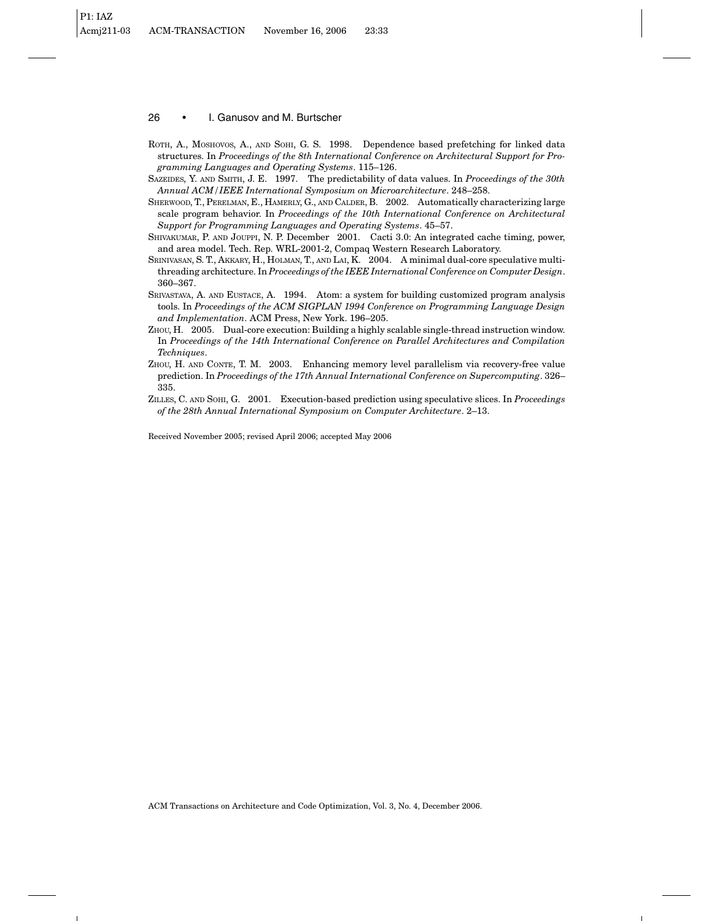Roth, A., Moshovos, A., and Sohi, G. S. 1998. Dependence based prefetching for linked data structures. In *Proceedings of the 8th International Conference on Architectural Support for Programming Languages and Operating Systems*. 115–126.

Sazeides, Y. and Smith, J. E. 1997. The predictability of data values. In *Proceedings of the 30th Annual ACM/IEEE International Symposium on Microarchitecture*. 248–258.

Sherwood, T., Perelman, E., Hamerly, G., and Calder, B. 2002. Automatically characterizing large scale program behavior. In *Proceedings of the 10th International Conference on Architectural Support for Programming Languages and Operating Systems*. 45–57.

Shivakumar, P. and Jouppi, N. P. December 2001. Cacti 3.0: An integrated cache timing, power, and area model. Tech. Rep. WRL-2001-2, Compaq Western Research Laboratory.

Srinivasan, S. T., Akkary, H., Holman, T., and Lai, K. 2004. A minimal dual-core speculative multi-threading architecture. In *Proceedings of the IEEE International Conference on Computer Design*. 360–367.

Srivastava, A. and Eustace, A. 1994. Atom: a system for building customized program analysis tools. In *Proceedings of the ACM SIGPLAN 1994 Conference on Programming Language Design and Implementation*. ACM Press, New York. 196–205.

Zhou, H. 2005. Dual-core execution: Building a highly scalable single-thread instruction window. In *Proceedings of the 14th International Conference on Parallel Architectures and Compilation Techniques*.

Zhou, H. and Conte, T. M. 2003. Enhancing memory level parallelism via recovery-free value prediction. In *Proceedings of the 17th Annual International Conference on Supercomputing*. 326–335.

Zilles, C. and Sohi, G. 2001. Execution-based prediction using speculative slices. In *Proceedings of the 28th Annual International Symposium on Computer Architecture*. 2–13.

Received November 2005; revised April 2006; accepted May 2006